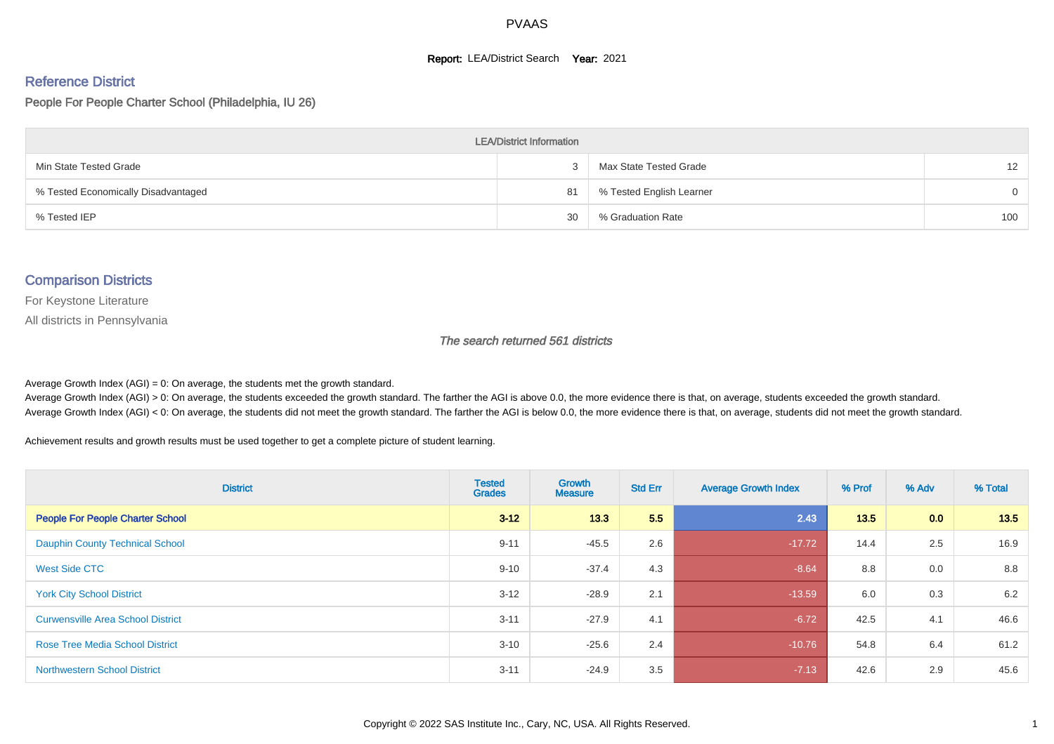PVAAS

**Report:** LEA/District Search **Year:** 2021

## Reference District

People For People Charter School (Philadelphia, IU 26)

| LEA/District Information | | | |
|---|---|---|---|
| Min State Tested Grade | 3 | Max State Tested Grade | 12 |
| % Tested Economically Disadvantaged | 81 | % Tested English Learner | 0 |
| % Tested IEP | 30 | % Graduation Rate | 100 |

## Comparison Districts

For Keystone Literature

All districts in Pennsylvania

*The search returned 561 districts*

Average Growth Index (AGI) = 0: On average, the students met the growth standard.
Average Growth Index (AGI) > 0: On average, the students exceeded the growth standard. The farther the AGI is above 0.0, the more evidence there is that, on average, students exceeded the growth standard.
Average Growth Index (AGI) < 0: On average, the students did not meet the growth standard. The farther the AGI is below 0.0, the more evidence there is that, on average, students did not meet the growth standard.

Achievement results and growth results must be used together to get a complete picture of student learning.

| District | Tested Grades | Growth Measure | Std Err | Average Growth Index | % Prof | % Adv | % Total |
|---|---|---|---|---|---|---|---|
| **People For People Charter School** | **3-12** | **13.3** | **5.5** | **2.43** | **13.5** | **0.0** | **13.5** |
| Dauphin County Technical School | 9-11 | -45.5 | 2.6 | -17.72 | 14.4 | 2.5 | 16.9 |
| West Side CTC | 9-10 | -37.4 | 4.3 | -8.64 | 8.8 | 0.0 | 8.8 |
| York City School District | 3-12 | -28.9 | 2.1 | -13.59 | 6.0 | 0.3 | 6.2 |
| Curwensville Area School District | 3-11 | -27.9 | 4.1 | -6.72 | 42.5 | 4.1 | 46.6 |
| Rose Tree Media School District | 3-10 | -25.6 | 2.4 | -10.76 | 54.8 | 6.4 | 61.2 |
| Northwestern School District | 3-11 | -24.9 | 3.5 | -7.13 | 42.6 | 2.9 | 45.6 |

Copyright © 2022 SAS Institute Inc., Cary, NC, USA. All Rights Reserved.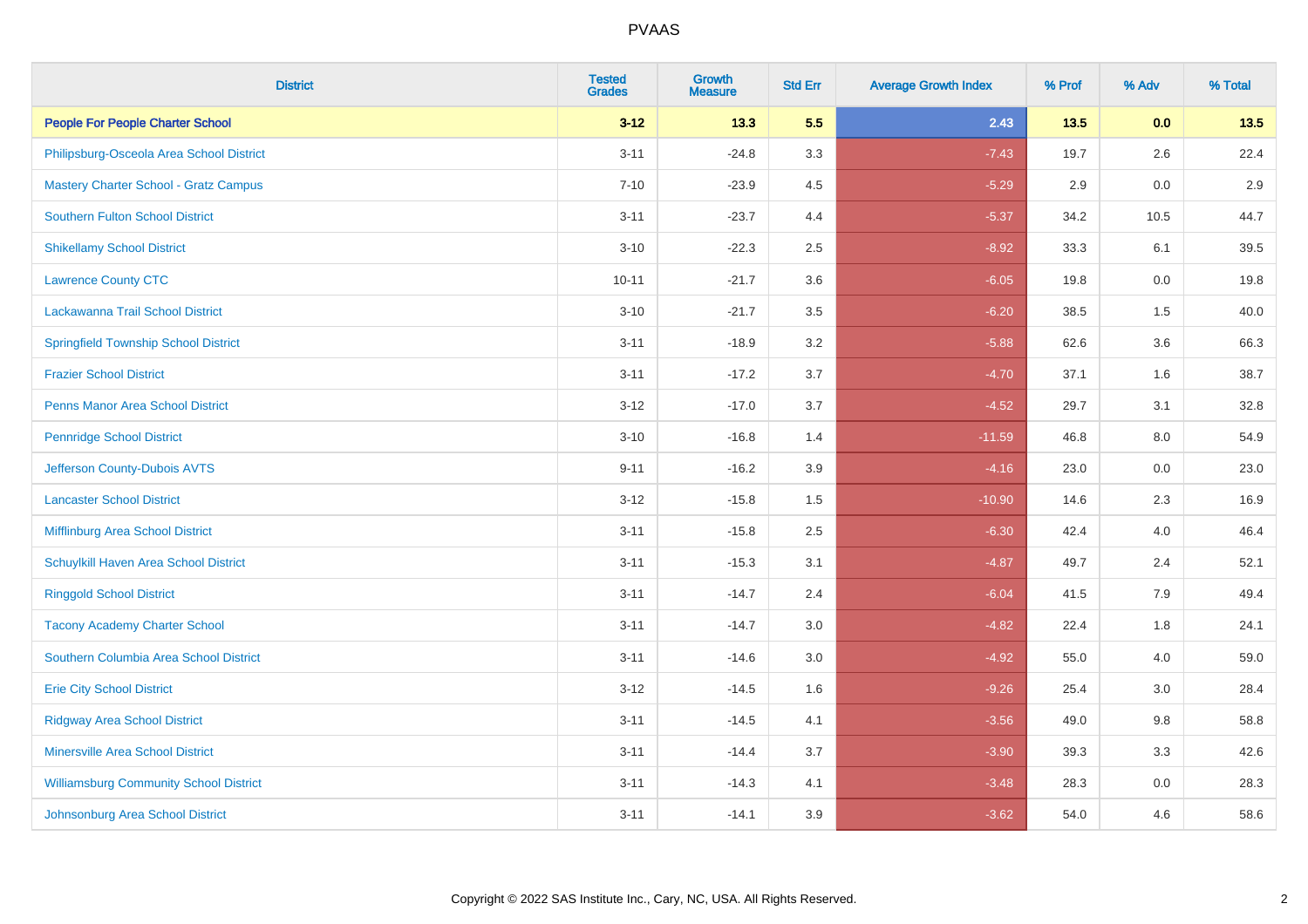# PVAAS

| District | Tested Grades | Growth Measure | Std Err | Average Growth Index | % Prof | % Adv | % Total |
|---|---|---|---|---|---|---|---|
| **People For People Charter School** | **3-12** | **13.3** | **5.5** | **2.43** | **13.5** | **0.0** | **13.5** |
| Philipsburg-Osceola Area School District | 3-11 | -24.8 | 3.3 | -7.43 | 19.7 | 2.6 | 22.4 |
| Mastery Charter School - Gratz Campus | 7-10 | -23.9 | 4.5 | -5.29 | 2.9 | 0.0 | 2.9 |
| Southern Fulton School District | 3-11 | -23.7 | 4.4 | -5.37 | 34.2 | 10.5 | 44.7 |
| Shikellamy School District | 3-10 | -22.3 | 2.5 | -8.92 | 33.3 | 6.1 | 39.5 |
| Lawrence County CTC | 10-11 | -21.7 | 3.6 | -6.05 | 19.8 | 0.0 | 19.8 |
| Lackawanna Trail School District | 3-10 | -21.7 | 3.5 | -6.20 | 38.5 | 1.5 | 40.0 |
| Springfield Township School District | 3-11 | -18.9 | 3.2 | -5.88 | 62.6 | 3.6 | 66.3 |
| Frazier School District | 3-11 | -17.2 | 3.7 | -4.70 | 37.1 | 1.6 | 38.7 |
| Penns Manor Area School District | 3-12 | -17.0 | 3.7 | -4.52 | 29.7 | 3.1 | 32.8 |
| Pennridge School District | 3-10 | -16.8 | 1.4 | -11.59 | 46.8 | 8.0 | 54.9 |
| Jefferson County-Dubois AVTS | 9-11 | -16.2 | 3.9 | -4.16 | 23.0 | 0.0 | 23.0 |
| Lancaster School District | 3-12 | -15.8 | 1.5 | -10.90 | 14.6 | 2.3 | 16.9 |
| Mifflinburg Area School District | 3-11 | -15.8 | 2.5 | -6.30 | 42.4 | 4.0 | 46.4 |
| Schuylkill Haven Area School District | 3-11 | -15.3 | 3.1 | -4.87 | 49.7 | 2.4 | 52.1 |
| Ringgold School District | 3-11 | -14.7 | 2.4 | -6.04 | 41.5 | 7.9 | 49.4 |
| Tacony Academy Charter School | 3-11 | -14.7 | 3.0 | -4.82 | 22.4 | 1.8 | 24.1 |
| Southern Columbia Area School District | 3-11 | -14.6 | 3.0 | -4.92 | 55.0 | 4.0 | 59.0 |
| Erie City School District | 3-12 | -14.5 | 1.6 | -9.26 | 25.4 | 3.0 | 28.4 |
| Ridgway Area School District | 3-11 | -14.5 | 4.1 | -3.56 | 49.0 | 9.8 | 58.8 |
| Minersville Area School District | 3-11 | -14.4 | 3.7 | -3.90 | 39.3 | 3.3 | 42.6 |
| Williamsburg Community School District | 3-11 | -14.3 | 4.1 | -3.48 | 28.3 | 0.0 | 28.3 |
| Johnsonburg Area School District | 3-11 | -14.1 | 3.9 | -3.62 | 54.0 | 4.6 | 58.6 |

Copyright © 2022 SAS Institute Inc., Cary, NC, USA. All Rights Reserved.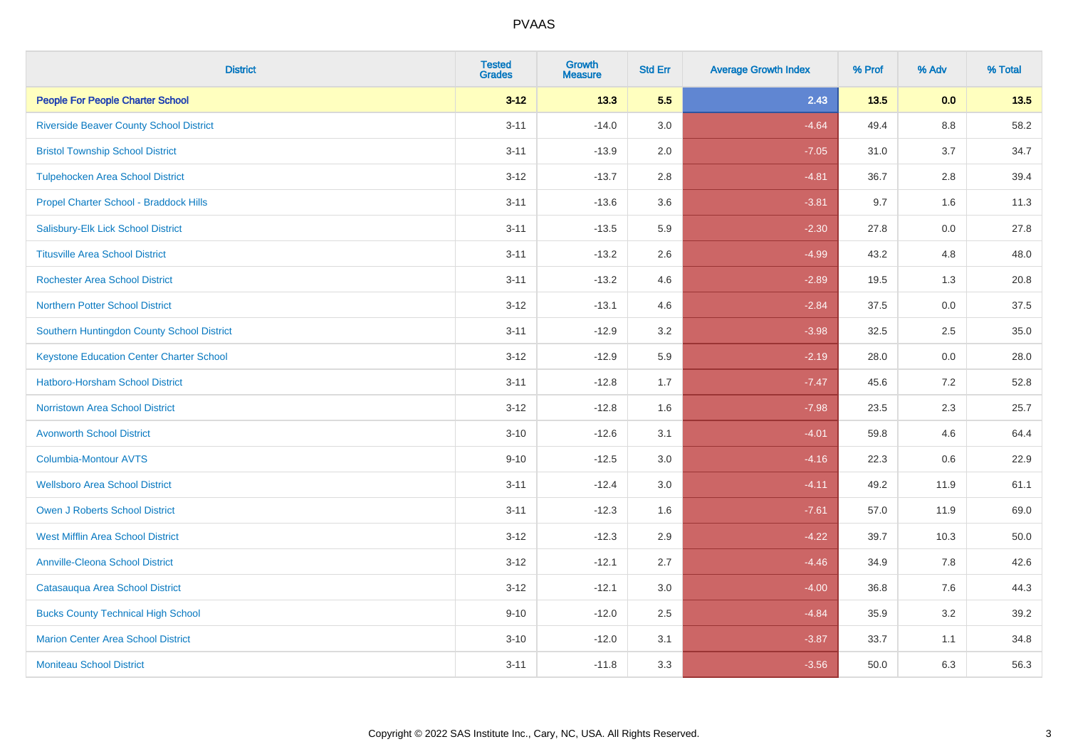PVAAS

| District | Tested Grades | Growth Measure | Std Err | Average Growth Index | % Prof | % Adv | % Total |
|---|---|---|---|---|---|---|---|
| **People For People Charter School** | **3-12** | **13.3** | **5.5** | **2.43** | **13.5** | **0.0** | **13.5** |
| Riverside Beaver County School District | 3-11 | -14.0 | 3.0 | -4.64 | 49.4 | 8.8 | 58.2 |
| Bristol Township School District | 3-11 | -13.9 | 2.0 | -7.05 | 31.0 | 3.7 | 34.7 |
| Tulpehocken Area School District | 3-12 | -13.7 | 2.8 | -4.81 | 36.7 | 2.8 | 39.4 |
| Propel Charter School - Braddock Hills | 3-11 | -13.6 | 3.6 | -3.81 | 9.7 | 1.6 | 11.3 |
| Salisbury-Elk Lick School District | 3-11 | -13.5 | 5.9 | -2.30 | 27.8 | 0.0 | 27.8 |
| Titusville Area School District | 3-11 | -13.2 | 2.6 | -4.99 | 43.2 | 4.8 | 48.0 |
| Rochester Area School District | 3-11 | -13.2 | 4.6 | -2.89 | 19.5 | 1.3 | 20.8 |
| Northern Potter School District | 3-12 | -13.1 | 4.6 | -2.84 | 37.5 | 0.0 | 37.5 |
| Southern Huntingdon County School District | 3-11 | -12.9 | 3.2 | -3.98 | 32.5 | 2.5 | 35.0 |
| Keystone Education Center Charter School | 3-12 | -12.9 | 5.9 | -2.19 | 28.0 | 0.0 | 28.0 |
| Hatboro-Horsham School District | 3-11 | -12.8 | 1.7 | -7.47 | 45.6 | 7.2 | 52.8 |
| Norristown Area School District | 3-12 | -12.8 | 1.6 | -7.98 | 23.5 | 2.3 | 25.7 |
| Avonworth School District | 3-10 | -12.6 | 3.1 | -4.01 | 59.8 | 4.6 | 64.4 |
| Columbia-Montour AVTS | 9-10 | -12.5 | 3.0 | -4.16 | 22.3 | 0.6 | 22.9 |
| Wellsboro Area School District | 3-11 | -12.4 | 3.0 | -4.11 | 49.2 | 11.9 | 61.1 |
| Owen J Roberts School District | 3-11 | -12.3 | 1.6 | -7.61 | 57.0 | 11.9 | 69.0 |
| West Mifflin Area School District | 3-12 | -12.3 | 2.9 | -4.22 | 39.7 | 10.3 | 50.0 |
| Annville-Cleona School District | 3-12 | -12.1 | 2.7 | -4.46 | 34.9 | 7.8 | 42.6 |
| Catasauqua Area School District | 3-12 | -12.1 | 3.0 | -4.00 | 36.8 | 7.6 | 44.3 |
| Bucks County Technical High School | 9-10 | -12.0 | 2.5 | -4.84 | 35.9 | 3.2 | 39.2 |
| Marion Center Area School District | 3-10 | -12.0 | 3.1 | -3.87 | 33.7 | 1.1 | 34.8 |
| Moniteau School District | 3-11 | -11.8 | 3.3 | -3.56 | 50.0 | 6.3 | 56.3 |

Copyright © 2022 SAS Institute Inc., Cary, NC, USA. All Rights Reserved.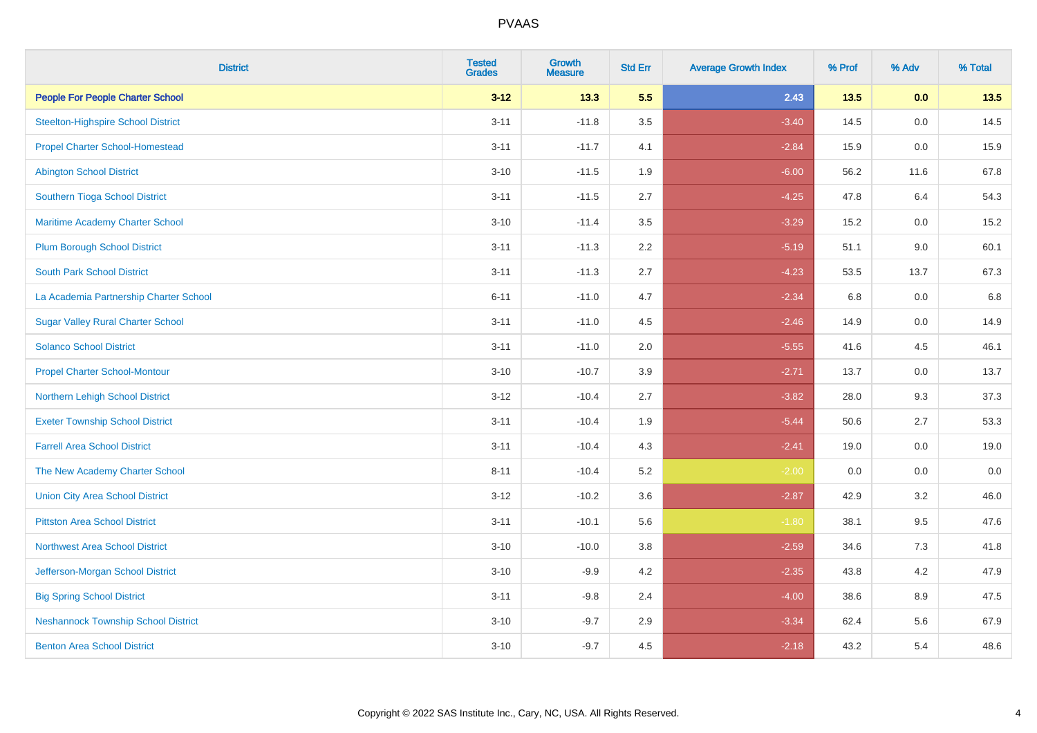# PVAAS

| District | Tested Grades | Growth Measure | Std Err | Average Growth Index | % Prof | % Adv | % Total |
|---|---|---|---|---|---|---|---|
| **People For People Charter School** | **3-12** | **13.3** | **5.5** | **2.43** | **13.5** | **0.0** | **13.5** |
| Steelton-Highspire School District | 3-11 | -11.8 | 3.5 | -3.40 | 14.5 | 0.0 | 14.5 |
| Propel Charter School-Homestead | 3-11 | -11.7 | 4.1 | -2.84 | 15.9 | 0.0 | 15.9 |
| Abington School District | 3-10 | -11.5 | 1.9 | -6.00 | 56.2 | 11.6 | 67.8 |
| Southern Tioga School District | 3-11 | -11.5 | 2.7 | -4.25 | 47.8 | 6.4 | 54.3 |
| Maritime Academy Charter School | 3-10 | -11.4 | 3.5 | -3.29 | 15.2 | 0.0 | 15.2 |
| Plum Borough School District | 3-11 | -11.3 | 2.2 | -5.19 | 51.1 | 9.0 | 60.1 |
| South Park School District | 3-11 | -11.3 | 2.7 | -4.23 | 53.5 | 13.7 | 67.3 |
| La Academia Partnership Charter School | 6-11 | -11.0 | 4.7 | -2.34 | 6.8 | 0.0 | 6.8 |
| Sugar Valley Rural Charter School | 3-11 | -11.0 | 4.5 | -2.46 | 14.9 | 0.0 | 14.9 |
| Solanco School District | 3-11 | -11.0 | 2.0 | -5.55 | 41.6 | 4.5 | 46.1 |
| Propel Charter School-Montour | 3-10 | -10.7 | 3.9 | -2.71 | 13.7 | 0.0 | 13.7 |
| Northern Lehigh School District | 3-12 | -10.4 | 2.7 | -3.82 | 28.0 | 9.3 | 37.3 |
| Exeter Township School District | 3-11 | -10.4 | 1.9 | -5.44 | 50.6 | 2.7 | 53.3 |
| Farrell Area School District | 3-11 | -10.4 | 4.3 | -2.41 | 19.0 | 0.0 | 19.0 |
| The New Academy Charter School | 8-11 | -10.4 | 5.2 | -2.00 | 0.0 | 0.0 | 0.0 |
| Union City Area School District | 3-12 | -10.2 | 3.6 | -2.87 | 42.9 | 3.2 | 46.0 |
| Pittston Area School District | 3-11 | -10.1 | 5.6 | -1.80 | 38.1 | 9.5 | 47.6 |
| Northwest Area School District | 3-10 | -10.0 | 3.8 | -2.59 | 34.6 | 7.3 | 41.8 |
| Jefferson-Morgan School District | 3-10 | -9.9 | 4.2 | -2.35 | 43.8 | 4.2 | 47.9 |
| Big Spring School District | 3-11 | -9.8 | 2.4 | -4.00 | 38.6 | 8.9 | 47.5 |
| Neshannock Township School District | 3-10 | -9.7 | 2.9 | -3.34 | 62.4 | 5.6 | 67.9 |
| Benton Area School District | 3-10 | -9.7 | 4.5 | -2.18 | 43.2 | 5.4 | 48.6 |

Copyright © 2022 SAS Institute Inc., Cary, NC, USA. All Rights Reserved.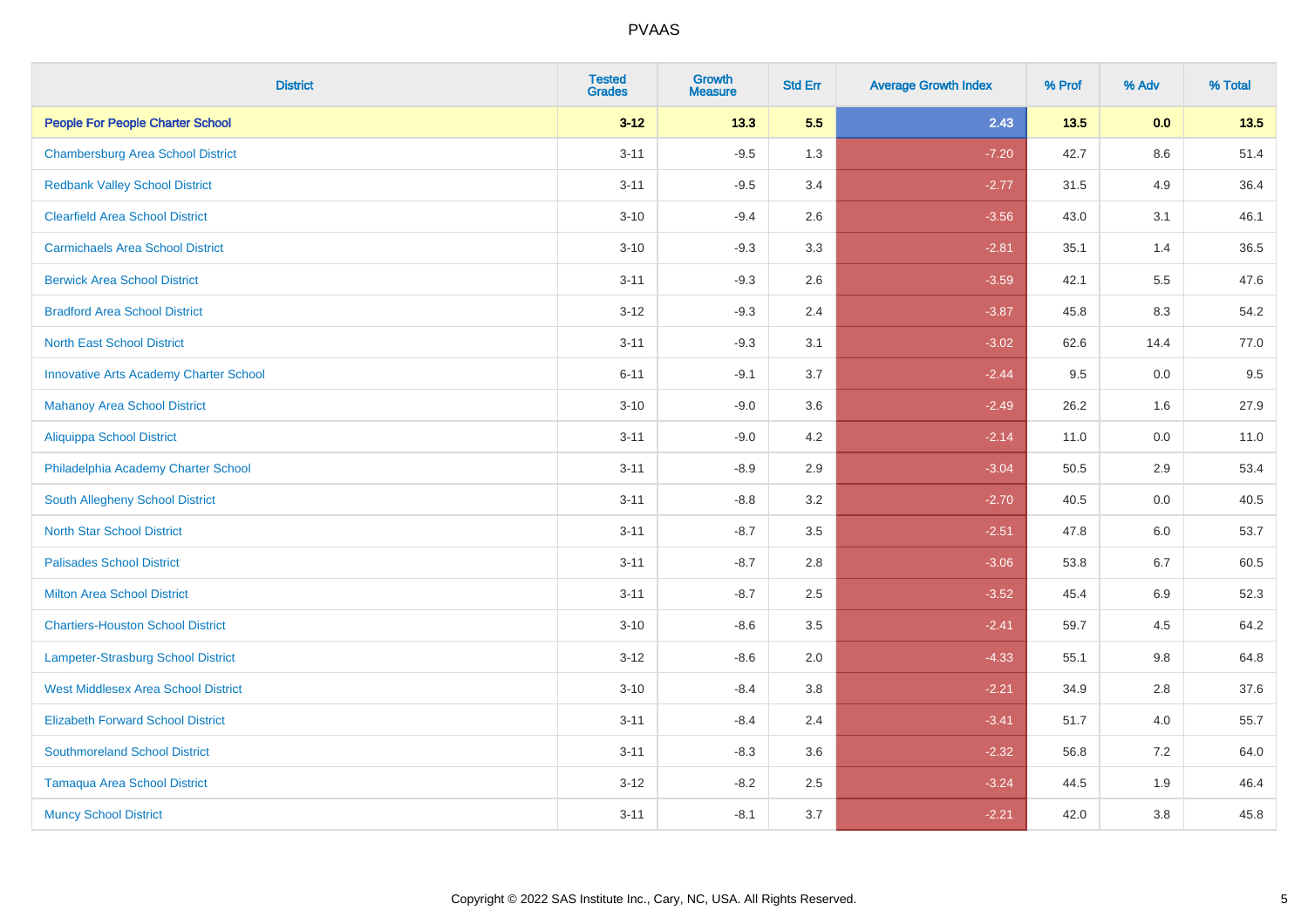| District | Tested Grades | Growth Measure | Std Err | Average Growth Index | % Prof | % Adv | % Total |
|---|---|---|---|---|---|---|---|
| **People For People Charter School** | **3-12** | **13.3** | **5.5** | **2.43** | **13.5** | **0.0** | **13.5** |
| Chambersburg Area School District | 3-11 | -9.5 | 1.3 | -7.20 | 42.7 | 8.6 | 51.4 |
| Redbank Valley School District | 3-11 | -9.5 | 3.4 | -2.77 | 31.5 | 4.9 | 36.4 |
| Clearfield Area School District | 3-10 | -9.4 | 2.6 | -3.56 | 43.0 | 3.1 | 46.1 |
| Carmichaels Area School District | 3-10 | -9.3 | 3.3 | -2.81 | 35.1 | 1.4 | 36.5 |
| Berwick Area School District | 3-11 | -9.3 | 2.6 | -3.59 | 42.1 | 5.5 | 47.6 |
| Bradford Area School District | 3-12 | -9.3 | 2.4 | -3.87 | 45.8 | 8.3 | 54.2 |
| North East School District | 3-11 | -9.3 | 3.1 | -3.02 | 62.6 | 14.4 | 77.0 |
| Innovative Arts Academy Charter School | 6-11 | -9.1 | 3.7 | -2.44 | 9.5 | 0.0 | 9.5 |
| Mahanoy Area School District | 3-10 | -9.0 | 3.6 | -2.49 | 26.2 | 1.6 | 27.9 |
| Aliquippa School District | 3-11 | -9.0 | 4.2 | -2.14 | 11.0 | 0.0 | 11.0 |
| Philadelphia Academy Charter School | 3-11 | -8.9 | 2.9 | -3.04 | 50.5 | 2.9 | 53.4 |
| South Allegheny School District | 3-11 | -8.8 | 3.2 | -2.70 | 40.5 | 0.0 | 40.5 |
| North Star School District | 3-11 | -8.7 | 3.5 | -2.51 | 47.8 | 6.0 | 53.7 |
| Palisades School District | 3-11 | -8.7 | 2.8 | -3.06 | 53.8 | 6.7 | 60.5 |
| Milton Area School District | 3-11 | -8.7 | 2.5 | -3.52 | 45.4 | 6.9 | 52.3 |
| Chartiers-Houston School District | 3-10 | -8.6 | 3.5 | -2.41 | 59.7 | 4.5 | 64.2 |
| Lampeter-Strasburg School District | 3-12 | -8.6 | 2.0 | -4.33 | 55.1 | 9.8 | 64.8 |
| West Middlesex Area School District | 3-10 | -8.4 | 3.8 | -2.21 | 34.9 | 2.8 | 37.6 |
| Elizabeth Forward School District | 3-11 | -8.4 | 2.4 | -3.41 | 51.7 | 4.0 | 55.7 |
| Southmoreland School District | 3-11 | -8.3 | 3.6 | -2.32 | 56.8 | 7.2 | 64.0 |
| Tamaqua Area School District | 3-12 | -8.2 | 2.5 | -3.24 | 44.5 | 1.9 | 46.4 |
| Muncy School District | 3-11 | -8.1 | 3.7 | -2.21 | 42.0 | 3.8 | 45.8 |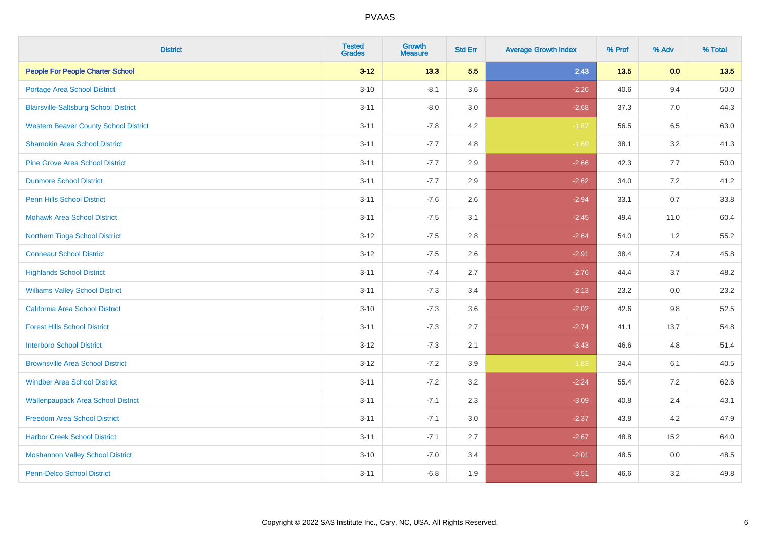PVAAS

| District | Tested Grades | Growth Measure | Std Err | Average Growth Index | % Prof | % Adv | % Total |
|---|---|---|---|---|---|---|---|
| **People For People Charter School** | **3-12** | **13.3** | **5.5** | **2.43** | **13.5** | **0.0** | **13.5** |
| Portage Area School District | 3-10 | -8.1 | 3.6 | -2.26 | 40.6 | 9.4 | 50.0 |
| Blairsville-Saltsburg School District | 3-11 | -8.0 | 3.0 | -2.68 | 37.3 | 7.0 | 44.3 |
| Western Beaver County School District | 3-11 | -7.8 | 4.2 | -1.87 | 56.5 | 6.5 | 63.0 |
| Shamokin Area School District | 3-11 | -7.7 | 4.8 | -1.60 | 38.1 | 3.2 | 41.3 |
| Pine Grove Area School District | 3-11 | -7.7 | 2.9 | -2.66 | 42.3 | 7.7 | 50.0 |
| Dunmore School District | 3-11 | -7.7 | 2.9 | -2.62 | 34.0 | 7.2 | 41.2 |
| Penn Hills School District | 3-11 | -7.6 | 2.6 | -2.94 | 33.1 | 0.7 | 33.8 |
| Mohawk Area School District | 3-11 | -7.5 | 3.1 | -2.45 | 49.4 | 11.0 | 60.4 |
| Northern Tioga School District | 3-12 | -7.5 | 2.8 | -2.64 | 54.0 | 1.2 | 55.2 |
| Conneaut School District | 3-12 | -7.5 | 2.6 | -2.91 | 38.4 | 7.4 | 45.8 |
| Highlands School District | 3-11 | -7.4 | 2.7 | -2.76 | 44.4 | 3.7 | 48.2 |
| Williams Valley School District | 3-11 | -7.3 | 3.4 | -2.13 | 23.2 | 0.0 | 23.2 |
| California Area School District | 3-10 | -7.3 | 3.6 | -2.02 | 42.6 | 9.8 | 52.5 |
| Forest Hills School District | 3-11 | -7.3 | 2.7 | -2.74 | 41.1 | 13.7 | 54.8 |
| Interboro School District | 3-12 | -7.3 | 2.1 | -3.43 | 46.6 | 4.8 | 51.4 |
| Brownsville Area School District | 3-12 | -7.2 | 3.9 | -1.83 | 34.4 | 6.1 | 40.5 |
| Windber Area School District | 3-11 | -7.2 | 3.2 | -2.24 | 55.4 | 7.2 | 62.6 |
| Wallenpaupack Area School District | 3-11 | -7.1 | 2.3 | -3.09 | 40.8 | 2.4 | 43.1 |
| Freedom Area School District | 3-11 | -7.1 | 3.0 | -2.37 | 43.8 | 4.2 | 47.9 |
| Harbor Creek School District | 3-11 | -7.1 | 2.7 | -2.67 | 48.8 | 15.2 | 64.0 |
| Moshannon Valley School District | 3-10 | -7.0 | 3.4 | -2.01 | 48.5 | 0.0 | 48.5 |
| Penn-Delco School District | 3-11 | -6.8 | 1.9 | -3.51 | 46.6 | 3.2 | 49.8 |

Copyright © 2022 SAS Institute Inc., Cary, NC, USA. All Rights Reserved.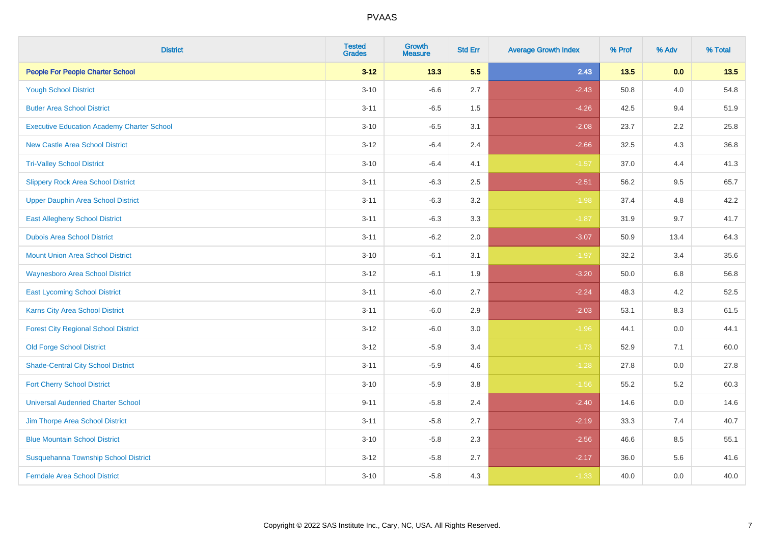# PVAAS

| District | Tested Grades | Growth Measure | Std Err | Average Growth Index | % Prof | % Adv | % Total |
|---|---|---|---|---|---|---|---|
| **People For People Charter School** | **3-12** | **13.3** | **5.5** | **2.43** | **13.5** | **0.0** | **13.5** |
| Yough School District | 3-10 | -6.6 | 2.7 | -2.43 | 50.8 | 4.0 | 54.8 |
| Butler Area School District | 3-11 | -6.5 | 1.5 | -4.26 | 42.5 | 9.4 | 51.9 |
| Executive Education Academy Charter School | 3-10 | -6.5 | 3.1 | -2.08 | 23.7 | 2.2 | 25.8 |
| New Castle Area School District | 3-12 | -6.4 | 2.4 | -2.66 | 32.5 | 4.3 | 36.8 |
| Tri-Valley School District | 3-10 | -6.4 | 4.1 | -1.57 | 37.0 | 4.4 | 41.3 |
| Slippery Rock Area School District | 3-11 | -6.3 | 2.5 | -2.51 | 56.2 | 9.5 | 65.7 |
| Upper Dauphin Area School District | 3-11 | -6.3 | 3.2 | -1.98 | 37.4 | 4.8 | 42.2 |
| East Allegheny School District | 3-11 | -6.3 | 3.3 | -1.87 | 31.9 | 9.7 | 41.7 |
| Dubois Area School District | 3-11 | -6.2 | 2.0 | -3.07 | 50.9 | 13.4 | 64.3 |
| Mount Union Area School District | 3-10 | -6.1 | 3.1 | -1.97 | 32.2 | 3.4 | 35.6 |
| Waynesboro Area School District | 3-12 | -6.1 | 1.9 | -3.20 | 50.0 | 6.8 | 56.8 |
| East Lycoming School District | 3-11 | -6.0 | 2.7 | -2.24 | 48.3 | 4.2 | 52.5 |
| Karns City Area School District | 3-11 | -6.0 | 2.9 | -2.03 | 53.1 | 8.3 | 61.5 |
| Forest City Regional School District | 3-12 | -6.0 | 3.0 | -1.96 | 44.1 | 0.0 | 44.1 |
| Old Forge School District | 3-12 | -5.9 | 3.4 | -1.73 | 52.9 | 7.1 | 60.0 |
| Shade-Central City School District | 3-11 | -5.9 | 4.6 | -1.28 | 27.8 | 0.0 | 27.8 |
| Fort Cherry School District | 3-10 | -5.9 | 3.8 | -1.56 | 55.2 | 5.2 | 60.3 |
| Universal Audenried Charter School | 9-11 | -5.8 | 2.4 | -2.40 | 14.6 | 0.0 | 14.6 |
| Jim Thorpe Area School District | 3-11 | -5.8 | 2.7 | -2.19 | 33.3 | 7.4 | 40.7 |
| Blue Mountain School District | 3-10 | -5.8 | 2.3 | -2.56 | 46.6 | 8.5 | 55.1 |
| Susquehanna Township School District | 3-12 | -5.8 | 2.7 | -2.17 | 36.0 | 5.6 | 41.6 |
| Ferndale Area School District | 3-10 | -5.8 | 4.3 | -1.33 | 40.0 | 0.0 | 40.0 |

Copyright © 2022 SAS Institute Inc., Cary, NC, USA. All Rights Reserved.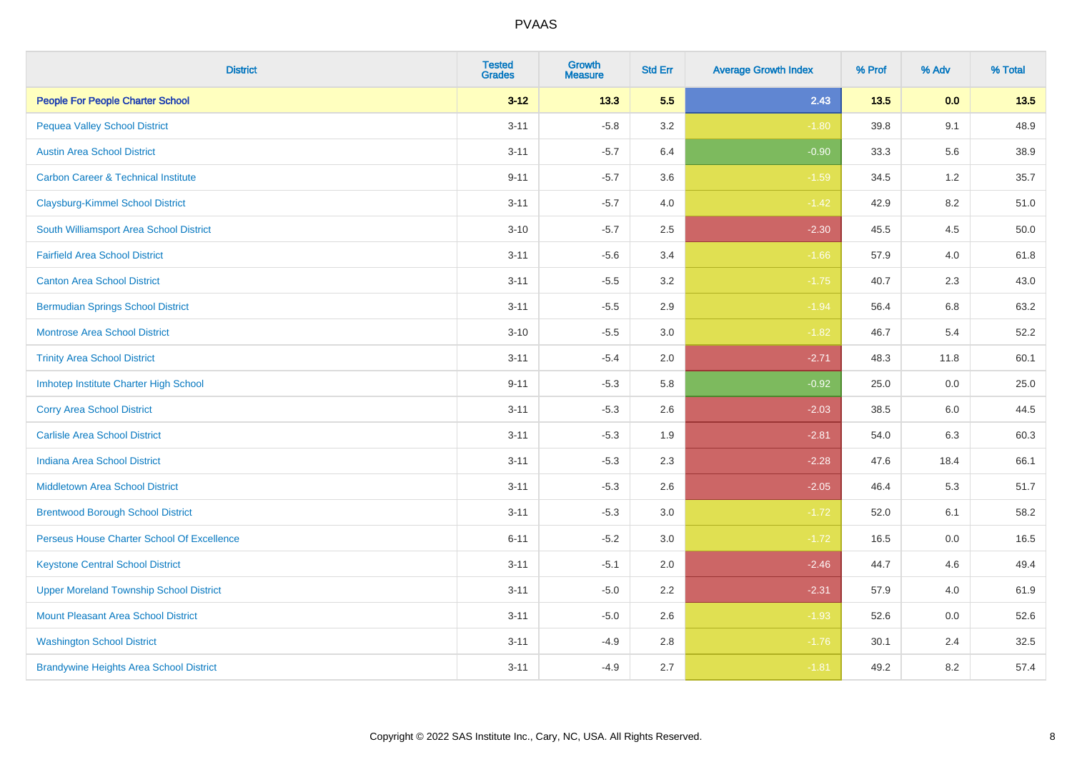# PVAAS

| District | Tested Grades | Growth Measure | Std Err | Average Growth Index | % Prof | % Adv | % Total |
|---|---|---|---|---|---|---|---|
| **People For People Charter School** | **3-12** | **13.3** | **5.5** | **2.43** | **13.5** | **0.0** | **13.5** |
| Pequea Valley School District | 3-11 | -5.8 | 3.2 | -1.80 | 39.8 | 9.1 | 48.9 |
| Austin Area School District | 3-11 | -5.7 | 6.4 | -0.90 | 33.3 | 5.6 | 38.9 |
| Carbon Career & Technical Institute | 9-11 | -5.7 | 3.6 | -1.59 | 34.5 | 1.2 | 35.7 |
| Claysburg-Kimmel School District | 3-11 | -5.7 | 4.0 | -1.42 | 42.9 | 8.2 | 51.0 |
| South Williamsport Area School District | 3-10 | -5.7 | 2.5 | -2.30 | 45.5 | 4.5 | 50.0 |
| Fairfield Area School District | 3-11 | -5.6 | 3.4 | -1.66 | 57.9 | 4.0 | 61.8 |
| Canton Area School District | 3-11 | -5.5 | 3.2 | -1.75 | 40.7 | 2.3 | 43.0 |
| Bermudian Springs School District | 3-11 | -5.5 | 2.9 | -1.94 | 56.4 | 6.8 | 63.2 |
| Montrose Area School District | 3-10 | -5.5 | 3.0 | -1.82 | 46.7 | 5.4 | 52.2 |
| Trinity Area School District | 3-11 | -5.4 | 2.0 | -2.71 | 48.3 | 11.8 | 60.1 |
| Imhotep Institute Charter High School | 9-11 | -5.3 | 5.8 | -0.92 | 25.0 | 0.0 | 25.0 |
| Corry Area School District | 3-11 | -5.3 | 2.6 | -2.03 | 38.5 | 6.0 | 44.5 |
| Carlisle Area School District | 3-11 | -5.3 | 1.9 | -2.81 | 54.0 | 6.3 | 60.3 |
| Indiana Area School District | 3-11 | -5.3 | 2.3 | -2.28 | 47.6 | 18.4 | 66.1 |
| Middletown Area School District | 3-11 | -5.3 | 2.6 | -2.05 | 46.4 | 5.3 | 51.7 |
| Brentwood Borough School District | 3-11 | -5.3 | 3.0 | -1.72 | 52.0 | 6.1 | 58.2 |
| Perseus House Charter School Of Excellence | 6-11 | -5.2 | 3.0 | -1.72 | 16.5 | 0.0 | 16.5 |
| Keystone Central School District | 3-11 | -5.1 | 2.0 | -2.46 | 44.7 | 4.6 | 49.4 |
| Upper Moreland Township School District | 3-11 | -5.0 | 2.2 | -2.31 | 57.9 | 4.0 | 61.9 |
| Mount Pleasant Area School District | 3-11 | -5.0 | 2.6 | -1.93 | 52.6 | 0.0 | 52.6 |
| Washington School District | 3-11 | -4.9 | 2.8 | -1.76 | 30.1 | 2.4 | 32.5 |
| Brandywine Heights Area School District | 3-11 | -4.9 | 2.7 | -1.81 | 49.2 | 8.2 | 57.4 |

Copyright © 2022 SAS Institute Inc., Cary, NC, USA. All Rights Reserved.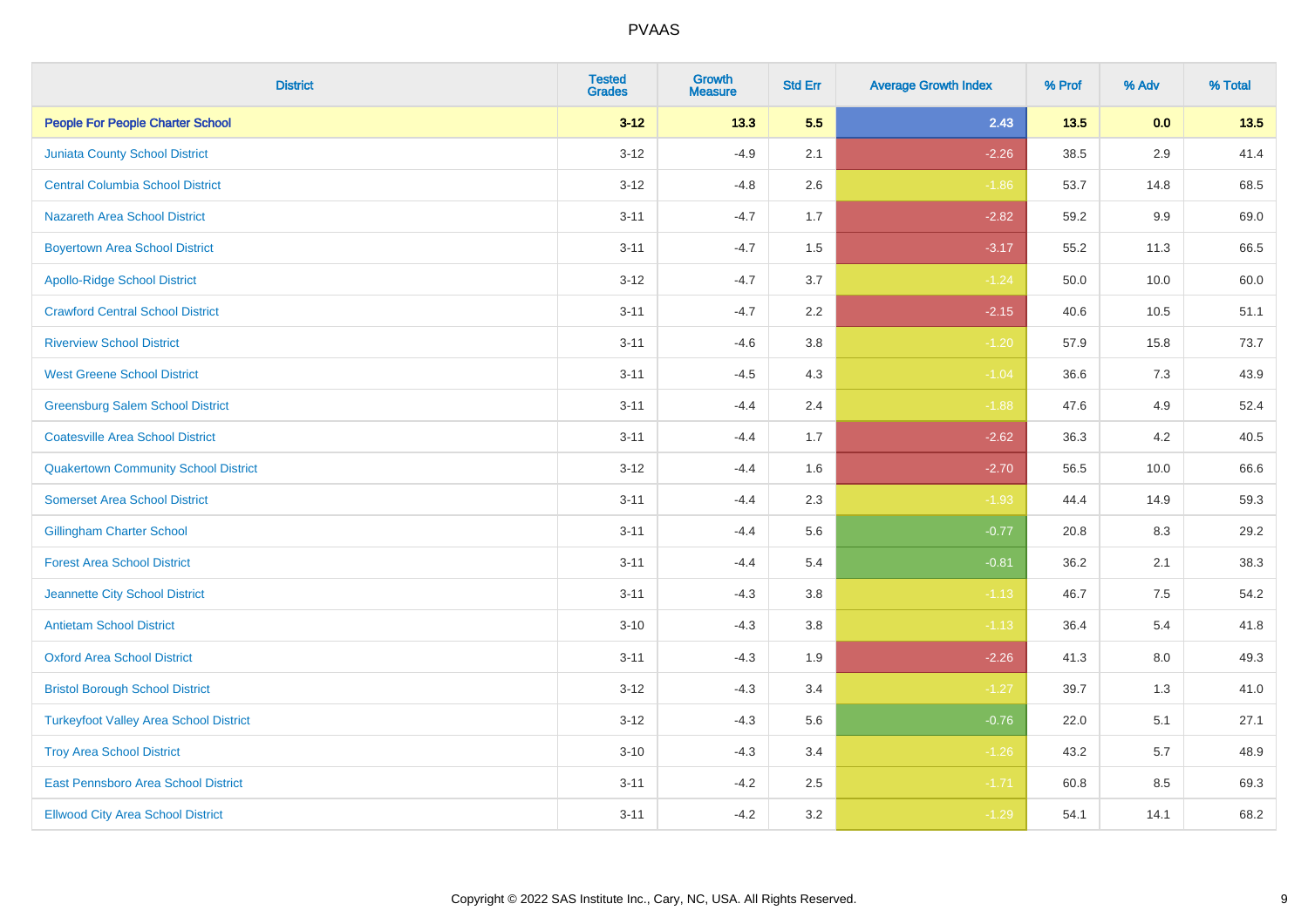# PVAAS

| District | Tested Grades | Growth Measure | Std Err | Average Growth Index | % Prof | % Adv | % Total |
|---|---|---|---|---|---|---|---|
| **People For People Charter School** | **3-12** | **13.3** | **5.5** | **2.43** | **13.5** | **0.0** | **13.5** |
| Juniata County School District | 3-12 | -4.9 | 2.1 | -2.26 | 38.5 | 2.9 | 41.4 |
| Central Columbia School District | 3-12 | -4.8 | 2.6 | -1.86 | 53.7 | 14.8 | 68.5 |
| Nazareth Area School District | 3-11 | -4.7 | 1.7 | -2.82 | 59.2 | 9.9 | 69.0 |
| Boyertown Area School District | 3-11 | -4.7 | 1.5 | -3.17 | 55.2 | 11.3 | 66.5 |
| Apollo-Ridge School District | 3-12 | -4.7 | 3.7 | -1.24 | 50.0 | 10.0 | 60.0 |
| Crawford Central School District | 3-11 | -4.7 | 2.2 | -2.15 | 40.6 | 10.5 | 51.1 |
| Riverview School District | 3-11 | -4.6 | 3.8 | -1.20 | 57.9 | 15.8 | 73.7 |
| West Greene School District | 3-11 | -4.5 | 4.3 | -1.04 | 36.6 | 7.3 | 43.9 |
| Greensburg Salem School District | 3-11 | -4.4 | 2.4 | -1.88 | 47.6 | 4.9 | 52.4 |
| Coatesville Area School District | 3-11 | -4.4 | 1.7 | -2.62 | 36.3 | 4.2 | 40.5 |
| Quakertown Community School District | 3-12 | -4.4 | 1.6 | -2.70 | 56.5 | 10.0 | 66.6 |
| Somerset Area School District | 3-11 | -4.4 | 2.3 | -1.93 | 44.4 | 14.9 | 59.3 |
| Gillingham Charter School | 3-11 | -4.4 | 5.6 | -0.77 | 20.8 | 8.3 | 29.2 |
| Forest Area School District | 3-11 | -4.4 | 5.4 | -0.81 | 36.2 | 2.1 | 38.3 |
| Jeannette City School District | 3-11 | -4.3 | 3.8 | -1.13 | 46.7 | 7.5 | 54.2 |
| Antietam School District | 3-10 | -4.3 | 3.8 | -1.13 | 36.4 | 5.4 | 41.8 |
| Oxford Area School District | 3-11 | -4.3 | 1.9 | -2.26 | 41.3 | 8.0 | 49.3 |
| Bristol Borough School District | 3-12 | -4.3 | 3.4 | -1.27 | 39.7 | 1.3 | 41.0 |
| Turkeyfoot Valley Area School District | 3-12 | -4.3 | 5.6 | -0.76 | 22.0 | 5.1 | 27.1 |
| Troy Area School District | 3-10 | -4.3 | 3.4 | -1.26 | 43.2 | 5.7 | 48.9 |
| East Pennsboro Area School District | 3-11 | -4.2 | 2.5 | -1.71 | 60.8 | 8.5 | 69.3 |
| Ellwood City Area School District | 3-11 | -4.2 | 3.2 | -1.29 | 54.1 | 14.1 | 68.2 |

Copyright © 2022 SAS Institute Inc., Cary, NC, USA. All Rights Reserved.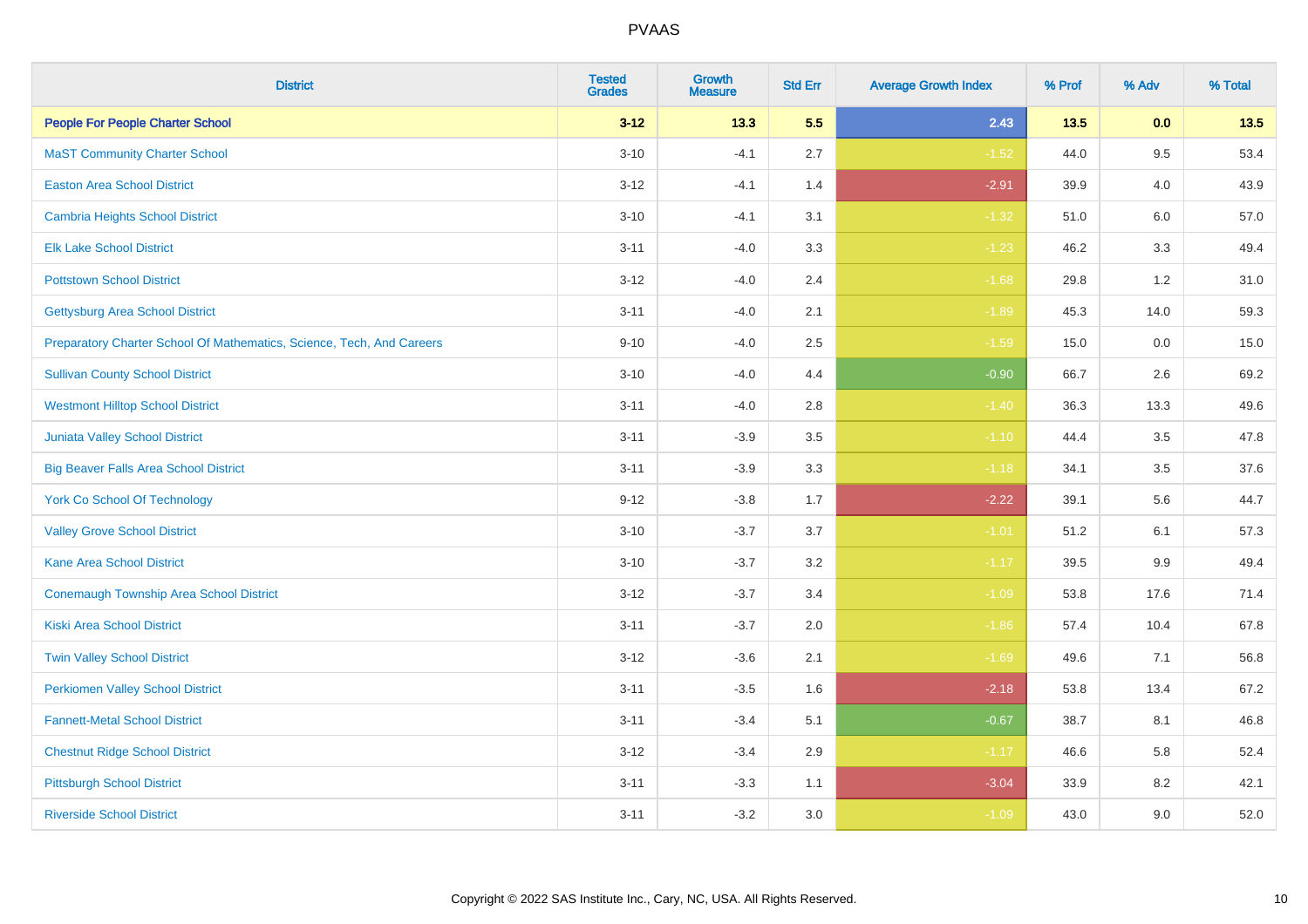# PVAAS

| District | Tested Grades | Growth Measure | Std Err | Average Growth Index | % Prof | % Adv | % Total |
|---|---|---|---|---|---|---|---|
| **People For People Charter School** | **3-12** | **13.3** | **5.5** | **2.43** | **13.5** | **0.0** | **13.5** |
| MaST Community Charter School | 3-10 | -4.1 | 2.7 | -1.52 | 44.0 | 9.5 | 53.4 |
| Easton Area School District | 3-12 | -4.1 | 1.4 | -2.91 | 39.9 | 4.0 | 43.9 |
| Cambria Heights School District | 3-10 | -4.1 | 3.1 | -1.32 | 51.0 | 6.0 | 57.0 |
| Elk Lake School District | 3-11 | -4.0 | 3.3 | -1.23 | 46.2 | 3.3 | 49.4 |
| Pottstown School District | 3-12 | -4.0 | 2.4 | -1.68 | 29.8 | 1.2 | 31.0 |
| Gettysburg Area School District | 3-11 | -4.0 | 2.1 | -1.89 | 45.3 | 14.0 | 59.3 |
| Preparatory Charter School Of Mathematics, Science, Tech, And Careers | 9-10 | -4.0 | 2.5 | -1.59 | 15.0 | 0.0 | 15.0 |
| Sullivan County School District | 3-10 | -4.0 | 4.4 | -0.90 | 66.7 | 2.6 | 69.2 |
| Westmont Hilltop School District | 3-11 | -4.0 | 2.8 | -1.40 | 36.3 | 13.3 | 49.6 |
| Juniata Valley School District | 3-11 | -3.9 | 3.5 | -1.10 | 44.4 | 3.5 | 47.8 |
| Big Beaver Falls Area School District | 3-11 | -3.9 | 3.3 | -1.18 | 34.1 | 3.5 | 37.6 |
| York Co School Of Technology | 9-12 | -3.8 | 1.7 | -2.22 | 39.1 | 5.6 | 44.7 |
| Valley Grove School District | 3-10 | -3.7 | 3.7 | -1.01 | 51.2 | 6.1 | 57.3 |
| Kane Area School District | 3-10 | -3.7 | 3.2 | -1.17 | 39.5 | 9.9 | 49.4 |
| Conemaugh Township Area School District | 3-12 | -3.7 | 3.4 | -1.09 | 53.8 | 17.6 | 71.4 |
| Kiski Area School District | 3-11 | -3.7 | 2.0 | -1.86 | 57.4 | 10.4 | 67.8 |
| Twin Valley School District | 3-12 | -3.6 | 2.1 | -1.69 | 49.6 | 7.1 | 56.8 |
| Perkiomen Valley School District | 3-11 | -3.5 | 1.6 | -2.18 | 53.8 | 13.4 | 67.2 |
| Fannett-Metal School District | 3-11 | -3.4 | 5.1 | -0.67 | 38.7 | 8.1 | 46.8 |
| Chestnut Ridge School District | 3-12 | -3.4 | 2.9 | -1.17 | 46.6 | 5.8 | 52.4 |
| Pittsburgh School District | 3-11 | -3.3 | 1.1 | -3.04 | 33.9 | 8.2 | 42.1 |
| Riverside School District | 3-11 | -3.2 | 3.0 | -1.09 | 43.0 | 9.0 | 52.0 |

Copyright © 2022 SAS Institute Inc., Cary, NC, USA. All Rights Reserved.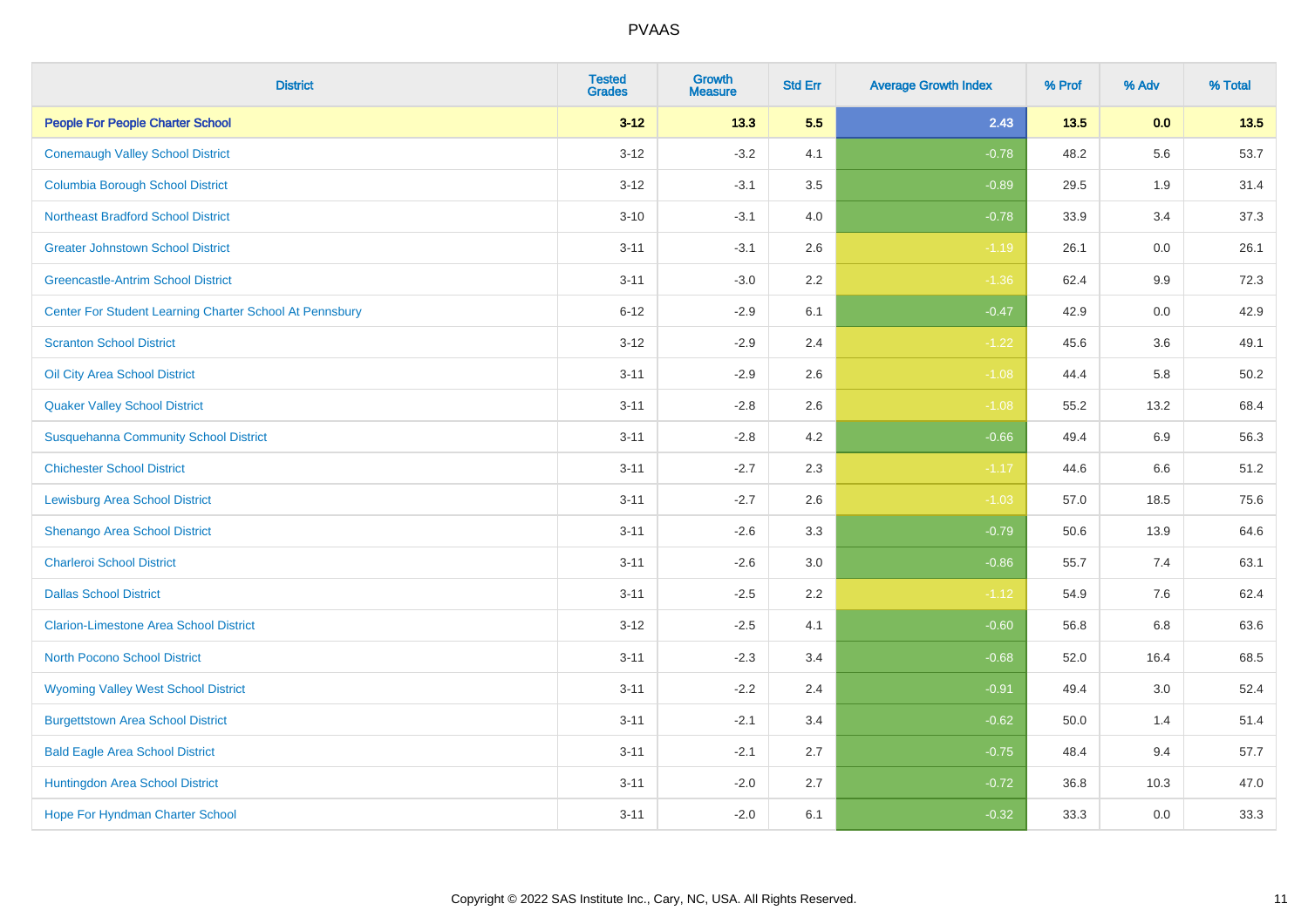| District | Tested Grades | Growth Measure | Std Err | Average Growth Index | % Prof | % Adv | % Total |
|---|---|---|---|---|---|---|---|
| **People For People Charter School** | **3-12** | **13.3** | **5.5** | **2.43** | **13.5** | **0.0** | **13.5** |
| Conemaugh Valley School District | 3-12 | -3.2 | 4.1 | -0.78 | 48.2 | 5.6 | 53.7 |
| Columbia Borough School District | 3-12 | -3.1 | 3.5 | -0.89 | 29.5 | 1.9 | 31.4 |
| Northeast Bradford School District | 3-10 | -3.1 | 4.0 | -0.78 | 33.9 | 3.4 | 37.3 |
| Greater Johnstown School District | 3-11 | -3.1 | 2.6 | -1.19 | 26.1 | 0.0 | 26.1 |
| Greencastle-Antrim School District | 3-11 | -3.0 | 2.2 | -1.36 | 62.4 | 9.9 | 72.3 |
| Center For Student Learning Charter School At Pennsbury | 6-12 | -2.9 | 6.1 | -0.47 | 42.9 | 0.0 | 42.9 |
| Scranton School District | 3-12 | -2.9 | 2.4 | -1.22 | 45.6 | 3.6 | 49.1 |
| Oil City Area School District | 3-11 | -2.9 | 2.6 | -1.08 | 44.4 | 5.8 | 50.2 |
| Quaker Valley School District | 3-11 | -2.8 | 2.6 | -1.08 | 55.2 | 13.2 | 68.4 |
| Susquehanna Community School District | 3-11 | -2.8 | 4.2 | -0.66 | 49.4 | 6.9 | 56.3 |
| Chichester School District | 3-11 | -2.7 | 2.3 | -1.17 | 44.6 | 6.6 | 51.2 |
| Lewisburg Area School District | 3-11 | -2.7 | 2.6 | -1.03 | 57.0 | 18.5 | 75.6 |
| Shenango Area School District | 3-11 | -2.6 | 3.3 | -0.79 | 50.6 | 13.9 | 64.6 |
| Charleroi School District | 3-11 | -2.6 | 3.0 | -0.86 | 55.7 | 7.4 | 63.1 |
| Dallas School District | 3-11 | -2.5 | 2.2 | -1.12 | 54.9 | 7.6 | 62.4 |
| Clarion-Limestone Area School District | 3-12 | -2.5 | 4.1 | -0.60 | 56.8 | 6.8 | 63.6 |
| North Pocono School District | 3-11 | -2.3 | 3.4 | -0.68 | 52.0 | 16.4 | 68.5 |
| Wyoming Valley West School District | 3-11 | -2.2 | 2.4 | -0.91 | 49.4 | 3.0 | 52.4 |
| Burgettstown Area School District | 3-11 | -2.1 | 3.4 | -0.62 | 50.0 | 1.4 | 51.4 |
| Bald Eagle Area School District | 3-11 | -2.1 | 2.7 | -0.75 | 48.4 | 9.4 | 57.7 |
| Huntingdon Area School District | 3-11 | -2.0 | 2.7 | -0.72 | 36.8 | 10.3 | 47.0 |
| Hope For Hyndman Charter School | 3-11 | -2.0 | 6.1 | -0.32 | 33.3 | 0.0 | 33.3 |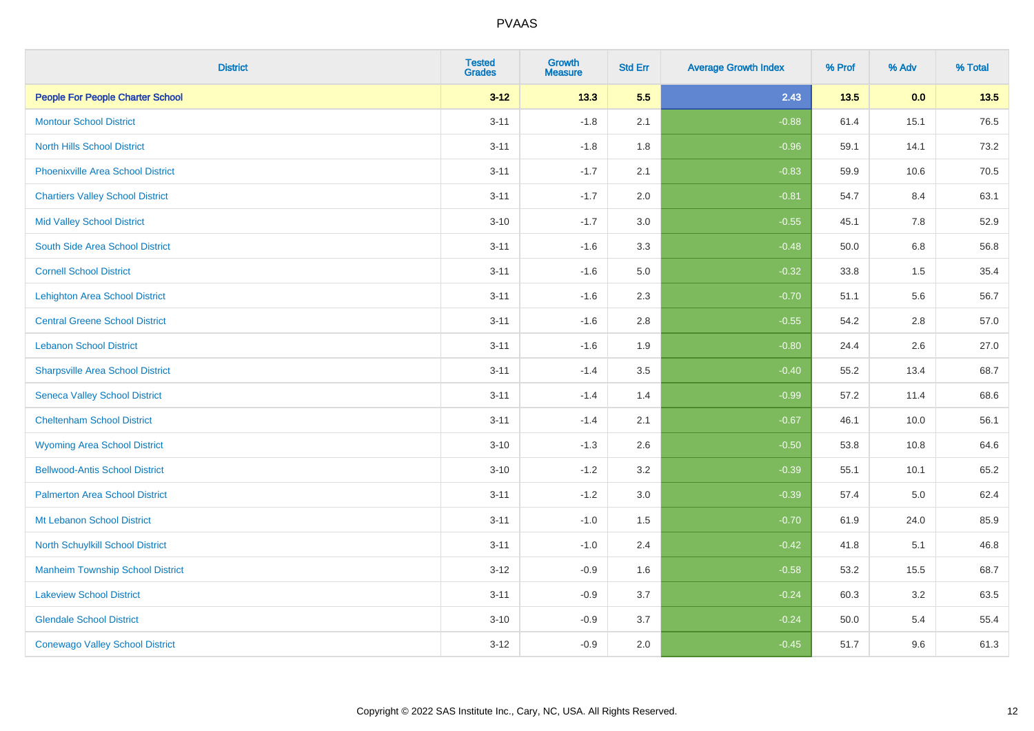PVAAS

| District | Tested Grades | Growth Measure | Std Err | Average Growth Index | % Prof | % Adv | % Total |
|---|---|---|---|---|---|---|---|
| **People For People Charter School** | **3-12** | **13.3** | **5.5** | **2.43** | **13.5** | **0.0** | **13.5** |
| Montour School District | 3-11 | -1.8 | 2.1 | -0.88 | 61.4 | 15.1 | 76.5 |
| North Hills School District | 3-11 | -1.8 | 1.8 | -0.96 | 59.1 | 14.1 | 73.2 |
| Phoenixville Area School District | 3-11 | -1.7 | 2.1 | -0.83 | 59.9 | 10.6 | 70.5 |
| Chartiers Valley School District | 3-11 | -1.7 | 2.0 | -0.81 | 54.7 | 8.4 | 63.1 |
| Mid Valley School District | 3-10 | -1.7 | 3.0 | -0.55 | 45.1 | 7.8 | 52.9 |
| South Side Area School District | 3-11 | -1.6 | 3.3 | -0.48 | 50.0 | 6.8 | 56.8 |
| Cornell School District | 3-11 | -1.6 | 5.0 | -0.32 | 33.8 | 1.5 | 35.4 |
| Lehighton Area School District | 3-11 | -1.6 | 2.3 | -0.70 | 51.1 | 5.6 | 56.7 |
| Central Greene School District | 3-11 | -1.6 | 2.8 | -0.55 | 54.2 | 2.8 | 57.0 |
| Lebanon School District | 3-11 | -1.6 | 1.9 | -0.80 | 24.4 | 2.6 | 27.0 |
| Sharpsville Area School District | 3-11 | -1.4 | 3.5 | -0.40 | 55.2 | 13.4 | 68.7 |
| Seneca Valley School District | 3-11 | -1.4 | 1.4 | -0.99 | 57.2 | 11.4 | 68.6 |
| Cheltenham School District | 3-11 | -1.4 | 2.1 | -0.67 | 46.1 | 10.0 | 56.1 |
| Wyoming Area School District | 3-10 | -1.3 | 2.6 | -0.50 | 53.8 | 10.8 | 64.6 |
| Bellwood-Antis School District | 3-10 | -1.2 | 3.2 | -0.39 | 55.1 | 10.1 | 65.2 |
| Palmerton Area School District | 3-11 | -1.2 | 3.0 | -0.39 | 57.4 | 5.0 | 62.4 |
| Mt Lebanon School District | 3-11 | -1.0 | 1.5 | -0.70 | 61.9 | 24.0 | 85.9 |
| North Schuylkill School District | 3-11 | -1.0 | 2.4 | -0.42 | 41.8 | 5.1 | 46.8 |
| Manheim Township School District | 3-12 | -0.9 | 1.6 | -0.58 | 53.2 | 15.5 | 68.7 |
| Lakeview School District | 3-11 | -0.9 | 3.7 | -0.24 | 60.3 | 3.2 | 63.5 |
| Glendale School District | 3-10 | -0.9 | 3.7 | -0.24 | 50.0 | 5.4 | 55.4 |
| Conewago Valley School District | 3-12 | -0.9 | 2.0 | -0.45 | 51.7 | 9.6 | 61.3 |

Copyright © 2022 SAS Institute Inc., Cary, NC, USA. All Rights Reserved.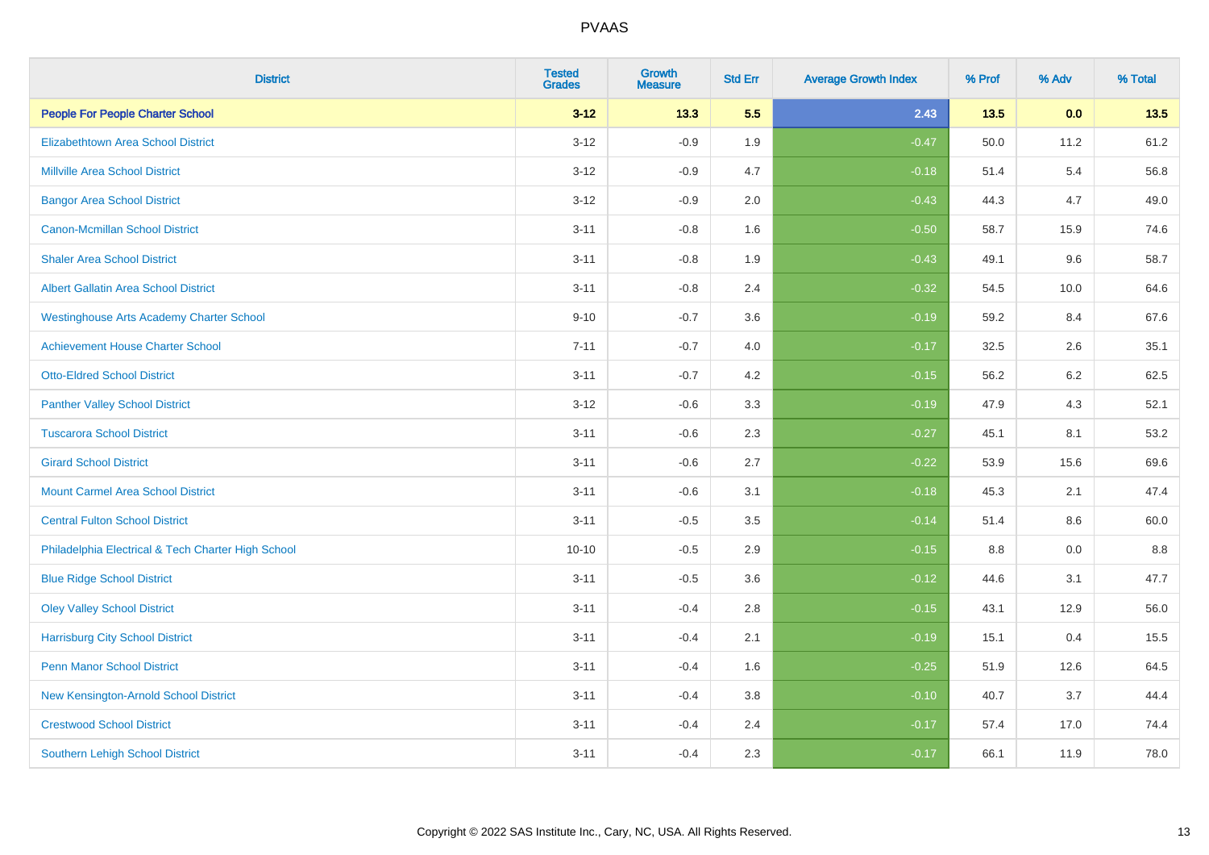# PVAAS

| District | Tested Grades | Growth Measure | Std Err | Average Growth Index | % Prof | % Adv | % Total |
|---|---|---|---|---|---|---|---|
| **People For People Charter School** | **3-12** | **13.3** | **5.5** | **2.43** | **13.5** | **0.0** | **13.5** |
| Elizabethtown Area School District | 3-12 | -0.9 | 1.9 | -0.47 | 50.0 | 11.2 | 61.2 |
| Millville Area School District | 3-12 | -0.9 | 4.7 | -0.18 | 51.4 | 5.4 | 56.8 |
| Bangor Area School District | 3-12 | -0.9 | 2.0 | -0.43 | 44.3 | 4.7 | 49.0 |
| Canon-Mcmillan School District | 3-11 | -0.8 | 1.6 | -0.50 | 58.7 | 15.9 | 74.6 |
| Shaler Area School District | 3-11 | -0.8 | 1.9 | -0.43 | 49.1 | 9.6 | 58.7 |
| Albert Gallatin Area School District | 3-11 | -0.8 | 2.4 | -0.32 | 54.5 | 10.0 | 64.6 |
| Westinghouse Arts Academy Charter School | 9-10 | -0.7 | 3.6 | -0.19 | 59.2 | 8.4 | 67.6 |
| Achievement House Charter School | 7-11 | -0.7 | 4.0 | -0.17 | 32.5 | 2.6 | 35.1 |
| Otto-Eldred School District | 3-11 | -0.7 | 4.2 | -0.15 | 56.2 | 6.2 | 62.5 |
| Panther Valley School District | 3-12 | -0.6 | 3.3 | -0.19 | 47.9 | 4.3 | 52.1 |
| Tuscarora School District | 3-11 | -0.6 | 2.3 | -0.27 | 45.1 | 8.1 | 53.2 |
| Girard School District | 3-11 | -0.6 | 2.7 | -0.22 | 53.9 | 15.6 | 69.6 |
| Mount Carmel Area School District | 3-11 | -0.6 | 3.1 | -0.18 | 45.3 | 2.1 | 47.4 |
| Central Fulton School District | 3-11 | -0.5 | 3.5 | -0.14 | 51.4 | 8.6 | 60.0 |
| Philadelphia Electrical & Tech Charter High School | 10-10 | -0.5 | 2.9 | -0.15 | 8.8 | 0.0 | 8.8 |
| Blue Ridge School District | 3-11 | -0.5 | 3.6 | -0.12 | 44.6 | 3.1 | 47.7 |
| Oley Valley School District | 3-11 | -0.4 | 2.8 | -0.15 | 43.1 | 12.9 | 56.0 |
| Harrisburg City School District | 3-11 | -0.4 | 2.1 | -0.19 | 15.1 | 0.4 | 15.5 |
| Penn Manor School District | 3-11 | -0.4 | 1.6 | -0.25 | 51.9 | 12.6 | 64.5 |
| New Kensington-Arnold School District | 3-11 | -0.4 | 3.8 | -0.10 | 40.7 | 3.7 | 44.4 |
| Crestwood School District | 3-11 | -0.4 | 2.4 | -0.17 | 57.4 | 17.0 | 74.4 |
| Southern Lehigh School District | 3-11 | -0.4 | 2.3 | -0.17 | 66.1 | 11.9 | 78.0 |

Copyright © 2022 SAS Institute Inc., Cary, NC, USA. All Rights Reserved.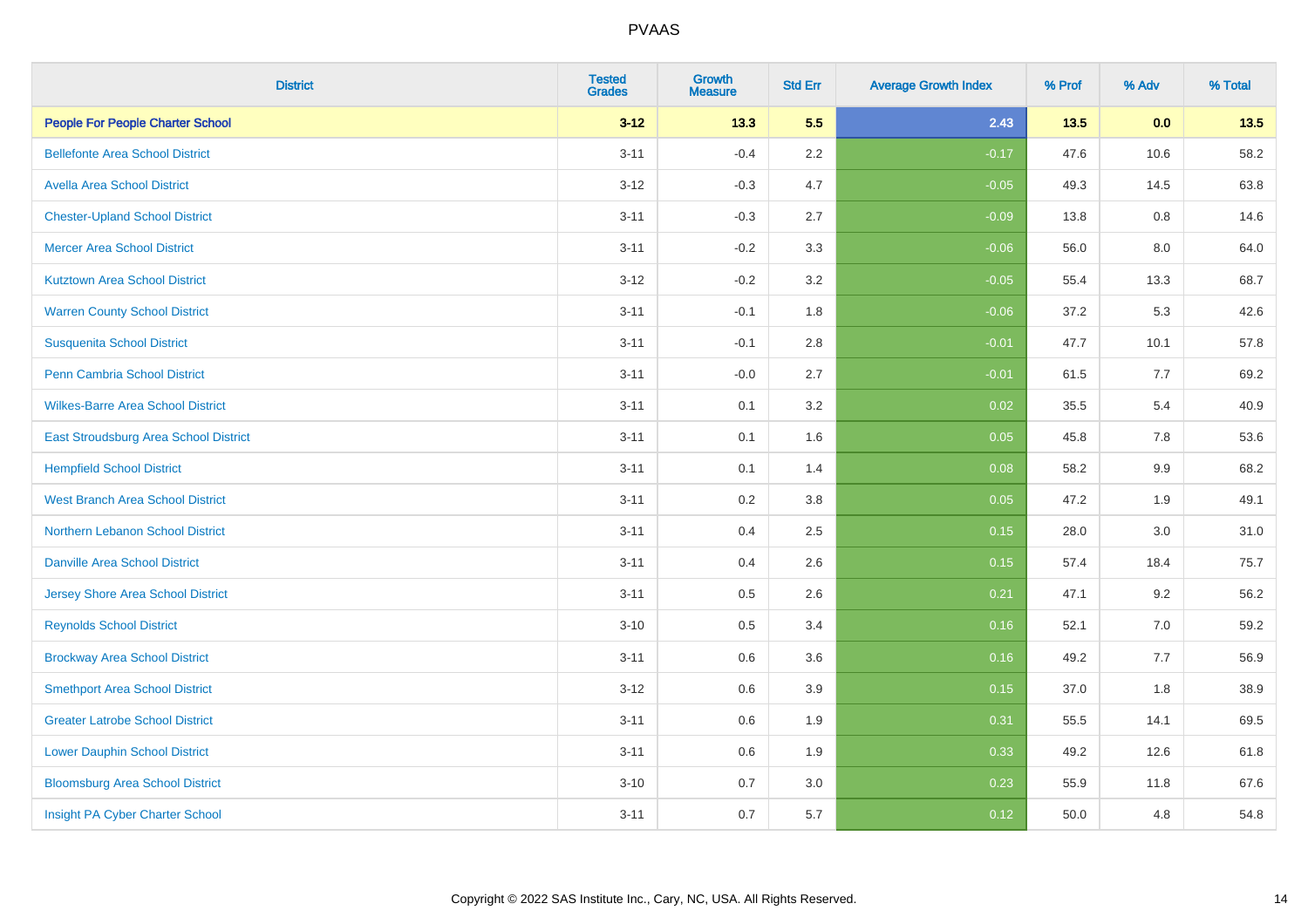PVAAS

| District | Tested Grades | Growth Measure | Std Err | Average Growth Index | % Prof | % Adv | % Total |
|---|---|---|---|---|---|---|---|
| **People For People Charter School** | **3-12** | **13.3** | **5.5** | **2.43** | **13.5** | **0.0** | **13.5** |
| Bellefonte Area School District | 3-11 | -0.4 | 2.2 | -0.17 | 47.6 | 10.6 | 58.2 |
| Avella Area School District | 3-12 | -0.3 | 4.7 | -0.05 | 49.3 | 14.5 | 63.8 |
| Chester-Upland School District | 3-11 | -0.3 | 2.7 | -0.09 | 13.8 | 0.8 | 14.6 |
| Mercer Area School District | 3-11 | -0.2 | 3.3 | -0.06 | 56.0 | 8.0 | 64.0 |
| Kutztown Area School District | 3-12 | -0.2 | 3.2 | -0.05 | 55.4 | 13.3 | 68.7 |
| Warren County School District | 3-11 | -0.1 | 1.8 | -0.06 | 37.2 | 5.3 | 42.6 |
| Susquenita School District | 3-11 | -0.1 | 2.8 | -0.01 | 47.7 | 10.1 | 57.8 |
| Penn Cambria School District | 3-11 | -0.0 | 2.7 | -0.01 | 61.5 | 7.7 | 69.2 |
| Wilkes-Barre Area School District | 3-11 | 0.1 | 3.2 | 0.02 | 35.5 | 5.4 | 40.9 |
| East Stroudsburg Area School District | 3-11 | 0.1 | 1.6 | 0.05 | 45.8 | 7.8 | 53.6 |
| Hempfield School District | 3-11 | 0.1 | 1.4 | 0.08 | 58.2 | 9.9 | 68.2 |
| West Branch Area School District | 3-11 | 0.2 | 3.8 | 0.05 | 47.2 | 1.9 | 49.1 |
| Northern Lebanon School District | 3-11 | 0.4 | 2.5 | 0.15 | 28.0 | 3.0 | 31.0 |
| Danville Area School District | 3-11 | 0.4 | 2.6 | 0.15 | 57.4 | 18.4 | 75.7 |
| Jersey Shore Area School District | 3-11 | 0.5 | 2.6 | 0.21 | 47.1 | 9.2 | 56.2 |
| Reynolds School District | 3-10 | 0.5 | 3.4 | 0.16 | 52.1 | 7.0 | 59.2 |
| Brockway Area School District | 3-11 | 0.6 | 3.6 | 0.16 | 49.2 | 7.7 | 56.9 |
| Smethport Area School District | 3-12 | 0.6 | 3.9 | 0.15 | 37.0 | 1.8 | 38.9 |
| Greater Latrobe School District | 3-11 | 0.6 | 1.9 | 0.31 | 55.5 | 14.1 | 69.5 |
| Lower Dauphin School District | 3-11 | 0.6 | 1.9 | 0.33 | 49.2 | 12.6 | 61.8 |
| Bloomsburg Area School District | 3-10 | 0.7 | 3.0 | 0.23 | 55.9 | 11.8 | 67.6 |
| Insight PA Cyber Charter School | 3-11 | 0.7 | 5.7 | 0.12 | 50.0 | 4.8 | 54.8 |

Copyright © 2022 SAS Institute Inc., Cary, NC, USA. All Rights Reserved.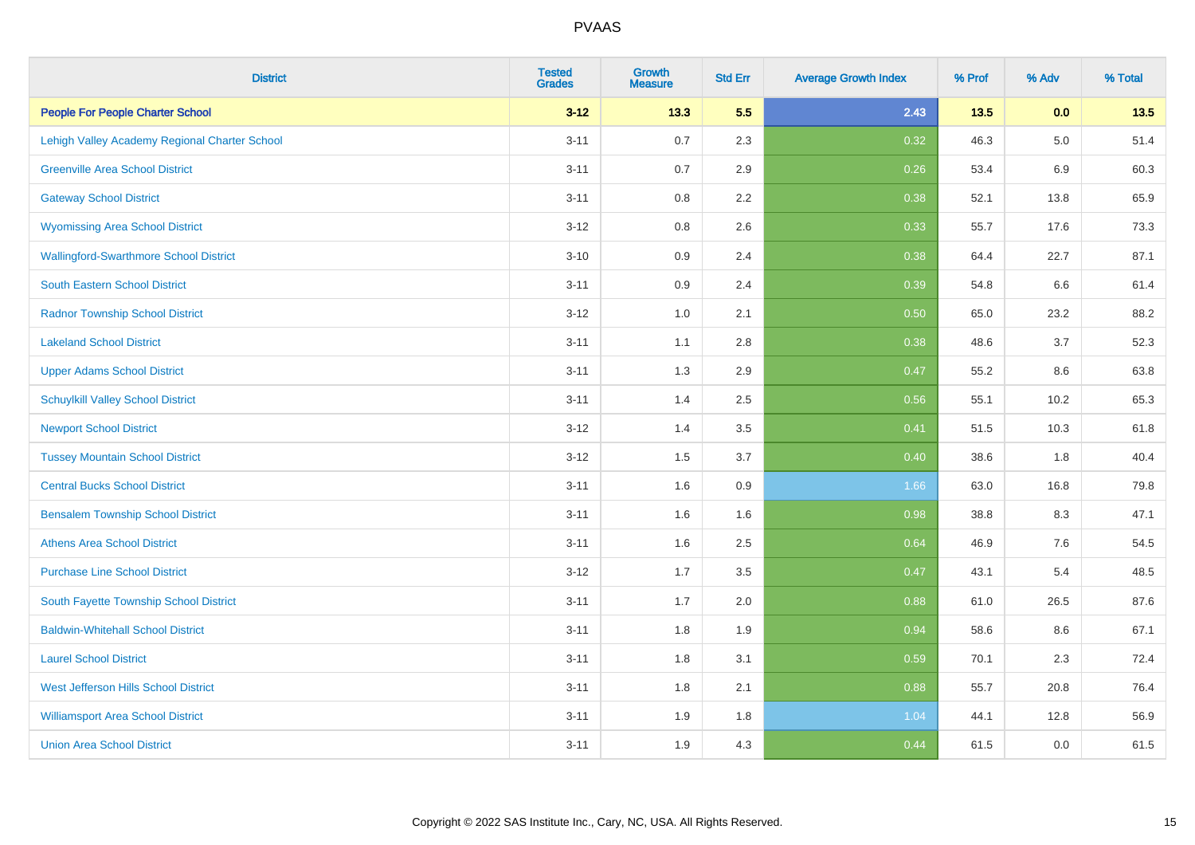# PVAAS

| District | Tested Grades | Growth Measure | Std Err | Average Growth Index | % Prof | % Adv | % Total |
|---|---|---|---|---|---|---|---|
| **People For People Charter School** | **3-12** | **13.3** | **5.5** | **2.43** | **13.5** | **0.0** | **13.5** |
| Lehigh Valley Academy Regional Charter School | 3-11 | 0.7 | 2.3 | 0.32 | 46.3 | 5.0 | 51.4 |
| Greenville Area School District | 3-11 | 0.7 | 2.9 | 0.26 | 53.4 | 6.9 | 60.3 |
| Gateway School District | 3-11 | 0.8 | 2.2 | 0.38 | 52.1 | 13.8 | 65.9 |
| Wyomissing Area School District | 3-12 | 0.8 | 2.6 | 0.33 | 55.7 | 17.6 | 73.3 |
| Wallingford-Swarthmore School District | 3-10 | 0.9 | 2.4 | 0.38 | 64.4 | 22.7 | 87.1 |
| South Eastern School District | 3-11 | 0.9 | 2.4 | 0.39 | 54.8 | 6.6 | 61.4 |
| Radnor Township School District | 3-12 | 1.0 | 2.1 | 0.50 | 65.0 | 23.2 | 88.2 |
| Lakeland School District | 3-11 | 1.1 | 2.8 | 0.38 | 48.6 | 3.7 | 52.3 |
| Upper Adams School District | 3-11 | 1.3 | 2.9 | 0.47 | 55.2 | 8.6 | 63.8 |
| Schuylkill Valley School District | 3-11 | 1.4 | 2.5 | 0.56 | 55.1 | 10.2 | 65.3 |
| Newport School District | 3-12 | 1.4 | 3.5 | 0.41 | 51.5 | 10.3 | 61.8 |
| Tussey Mountain School District | 3-12 | 1.5 | 3.7 | 0.40 | 38.6 | 1.8 | 40.4 |
| Central Bucks School District | 3-11 | 1.6 | 0.9 | 1.66 | 63.0 | 16.8 | 79.8 |
| Bensalem Township School District | 3-11 | 1.6 | 1.6 | 0.98 | 38.8 | 8.3 | 47.1 |
| Athens Area School District | 3-11 | 1.6 | 2.5 | 0.64 | 46.9 | 7.6 | 54.5 |
| Purchase Line School District | 3-12 | 1.7 | 3.5 | 0.47 | 43.1 | 5.4 | 48.5 |
| South Fayette Township School District | 3-11 | 1.7 | 2.0 | 0.88 | 61.0 | 26.5 | 87.6 |
| Baldwin-Whitehall School District | 3-11 | 1.8 | 1.9 | 0.94 | 58.6 | 8.6 | 67.1 |
| Laurel School District | 3-11 | 1.8 | 3.1 | 0.59 | 70.1 | 2.3 | 72.4 |
| West Jefferson Hills School District | 3-11 | 1.8 | 2.1 | 0.88 | 55.7 | 20.8 | 76.4 |
| Williamsport Area School District | 3-11 | 1.9 | 1.8 | 1.04 | 44.1 | 12.8 | 56.9 |
| Union Area School District | 3-11 | 1.9 | 4.3 | 0.44 | 61.5 | 0.0 | 61.5 |

Copyright © 2022 SAS Institute Inc., Cary, NC, USA. All Rights Reserved.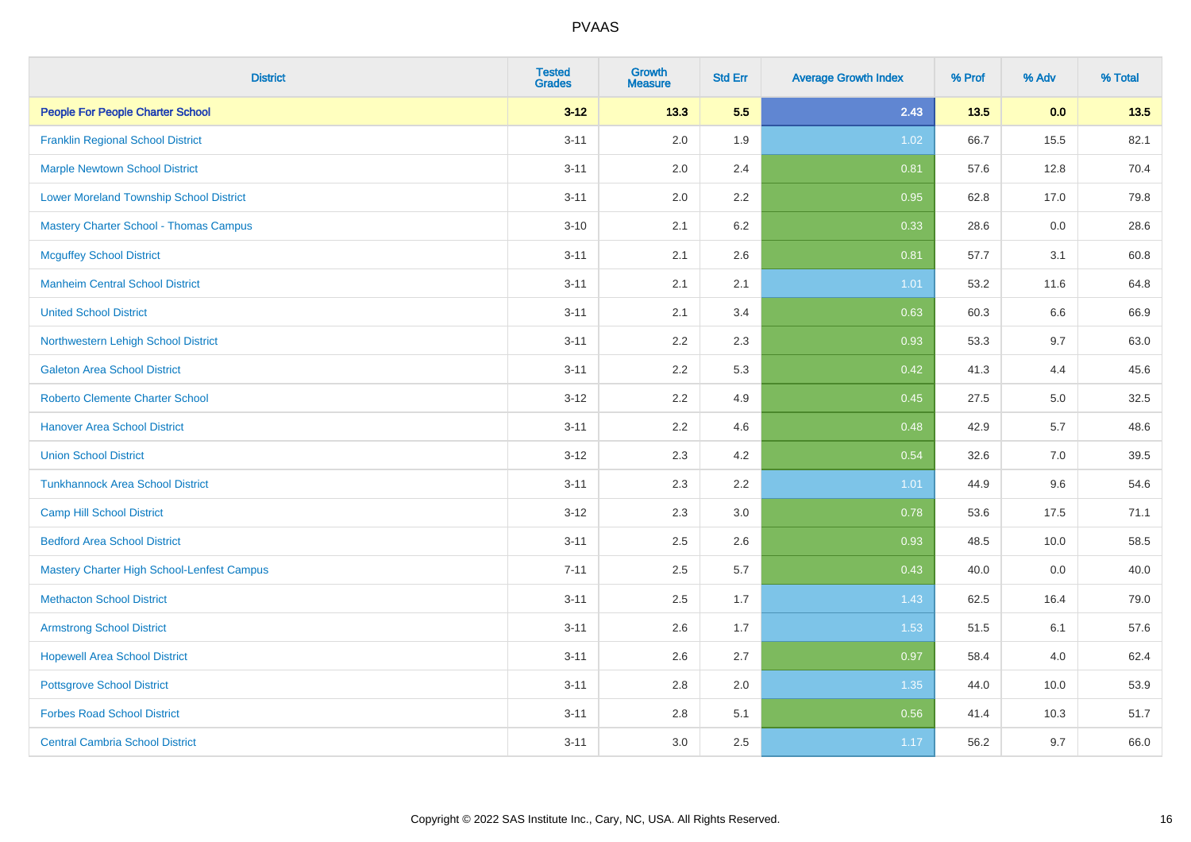# PVAAS

| District | Tested Grades | Growth Measure | Std Err | Average Growth Index | % Prof | % Adv | % Total |
|---|---|---|---|---|---|---|---|
| **People For People Charter School** | **3-12** | **13.3** | **5.5** | **2.43** | **13.5** | **0.0** | **13.5** |
| Franklin Regional School District | 3-11 | 2.0 | 1.9 | 1.02 | 66.7 | 15.5 | 82.1 |
| Marple Newtown School District | 3-11 | 2.0 | 2.4 | 0.81 | 57.6 | 12.8 | 70.4 |
| Lower Moreland Township School District | 3-11 | 2.0 | 2.2 | 0.95 | 62.8 | 17.0 | 79.8 |
| Mastery Charter School - Thomas Campus | 3-10 | 2.1 | 6.2 | 0.33 | 28.6 | 0.0 | 28.6 |
| Mcguffey School District | 3-11 | 2.1 | 2.6 | 0.81 | 57.7 | 3.1 | 60.8 |
| Manheim Central School District | 3-11 | 2.1 | 2.1 | 1.01 | 53.2 | 11.6 | 64.8 |
| United School District | 3-11 | 2.1 | 3.4 | 0.63 | 60.3 | 6.6 | 66.9 |
| Northwestern Lehigh School District | 3-11 | 2.2 | 2.3 | 0.93 | 53.3 | 9.7 | 63.0 |
| Galeton Area School District | 3-11 | 2.2 | 5.3 | 0.42 | 41.3 | 4.4 | 45.6 |
| Roberto Clemente Charter School | 3-12 | 2.2 | 4.9 | 0.45 | 27.5 | 5.0 | 32.5 |
| Hanover Area School District | 3-11 | 2.2 | 4.6 | 0.48 | 42.9 | 5.7 | 48.6 |
| Union School District | 3-12 | 2.3 | 4.2 | 0.54 | 32.6 | 7.0 | 39.5 |
| Tunkhannock Area School District | 3-11 | 2.3 | 2.2 | 1.01 | 44.9 | 9.6 | 54.6 |
| Camp Hill School District | 3-12 | 2.3 | 3.0 | 0.78 | 53.6 | 17.5 | 71.1 |
| Bedford Area School District | 3-11 | 2.5 | 2.6 | 0.93 | 48.5 | 10.0 | 58.5 |
| Mastery Charter High School-Lenfest Campus | 7-11 | 2.5 | 5.7 | 0.43 | 40.0 | 0.0 | 40.0 |
| Methacton School District | 3-11 | 2.5 | 1.7 | 1.43 | 62.5 | 16.4 | 79.0 |
| Armstrong School District | 3-11 | 2.6 | 1.7 | 1.53 | 51.5 | 6.1 | 57.6 |
| Hopewell Area School District | 3-11 | 2.6 | 2.7 | 0.97 | 58.4 | 4.0 | 62.4 |
| Pottsgrove School District | 3-11 | 2.8 | 2.0 | 1.35 | 44.0 | 10.0 | 53.9 |
| Forbes Road School District | 3-11 | 2.8 | 5.1 | 0.56 | 41.4 | 10.3 | 51.7 |
| Central Cambria School District | 3-11 | 3.0 | 2.5 | 1.17 | 56.2 | 9.7 | 66.0 |

Copyright © 2022 SAS Institute Inc., Cary, NC, USA. All Rights Reserved.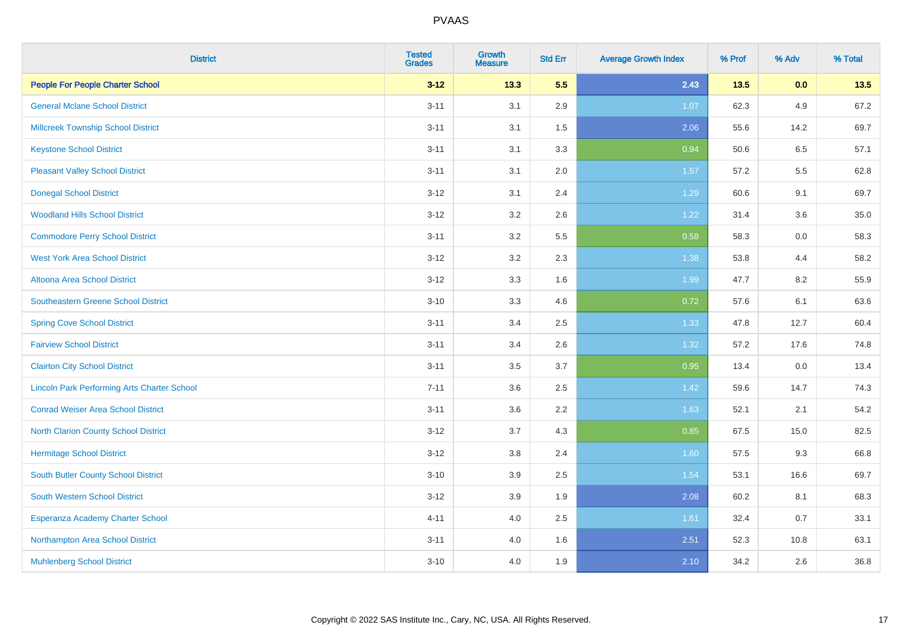| District | Tested Grades | Growth Measure | Std Err | Average Growth Index | % Prof | % Adv | % Total |
|---|---|---|---|---|---|---|---|
| **People For People Charter School** | **3-12** | **13.3** | **5.5** | **2.43** | **13.5** | **0.0** | **13.5** |
| General Mclane School District | 3-11 | 3.1 | 2.9 | 1.07 | 62.3 | 4.9 | 67.2 |
| Millcreek Township School District | 3-11 | 3.1 | 1.5 | 2.06 | 55.6 | 14.2 | 69.7 |
| Keystone School District | 3-11 | 3.1 | 3.3 | 0.94 | 50.6 | 6.5 | 57.1 |
| Pleasant Valley School District | 3-11 | 3.1 | 2.0 | 1.57 | 57.2 | 5.5 | 62.8 |
| Donegal School District | 3-12 | 3.1 | 2.4 | 1.29 | 60.6 | 9.1 | 69.7 |
| Woodland Hills School District | 3-12 | 3.2 | 2.6 | 1.22 | 31.4 | 3.6 | 35.0 |
| Commodore Perry School District | 3-11 | 3.2 | 5.5 | 0.58 | 58.3 | 0.0 | 58.3 |
| West York Area School District | 3-12 | 3.2 | 2.3 | 1.38 | 53.8 | 4.4 | 58.2 |
| Altoona Area School District | 3-12 | 3.3 | 1.6 | 1.99 | 47.7 | 8.2 | 55.9 |
| Southeastern Greene School District | 3-10 | 3.3 | 4.6 | 0.72 | 57.6 | 6.1 | 63.6 |
| Spring Cove School District | 3-11 | 3.4 | 2.5 | 1.33 | 47.8 | 12.7 | 60.4 |
| Fairview School District | 3-11 | 3.4 | 2.6 | 1.32 | 57.2 | 17.6 | 74.8 |
| Clairton City School District | 3-11 | 3.5 | 3.7 | 0.95 | 13.4 | 0.0 | 13.4 |
| Lincoln Park Performing Arts Charter School | 7-11 | 3.6 | 2.5 | 1.42 | 59.6 | 14.7 | 74.3 |
| Conrad Weiser Area School District | 3-11 | 3.6 | 2.2 | 1.63 | 52.1 | 2.1 | 54.2 |
| North Clarion County School District | 3-12 | 3.7 | 4.3 | 0.85 | 67.5 | 15.0 | 82.5 |
| Hermitage School District | 3-12 | 3.8 | 2.4 | 1.60 | 57.5 | 9.3 | 66.8 |
| South Butler County School District | 3-10 | 3.9 | 2.5 | 1.54 | 53.1 | 16.6 | 69.7 |
| South Western School District | 3-12 | 3.9 | 1.9 | 2.08 | 60.2 | 8.1 | 68.3 |
| Esperanza Academy Charter School | 4-11 | 4.0 | 2.5 | 1.61 | 32.4 | 0.7 | 33.1 |
| Northampton Area School District | 3-11 | 4.0 | 1.6 | 2.51 | 52.3 | 10.8 | 63.1 |
| Muhlenberg School District | 3-10 | 4.0 | 1.9 | 2.10 | 34.2 | 2.6 | 36.8 |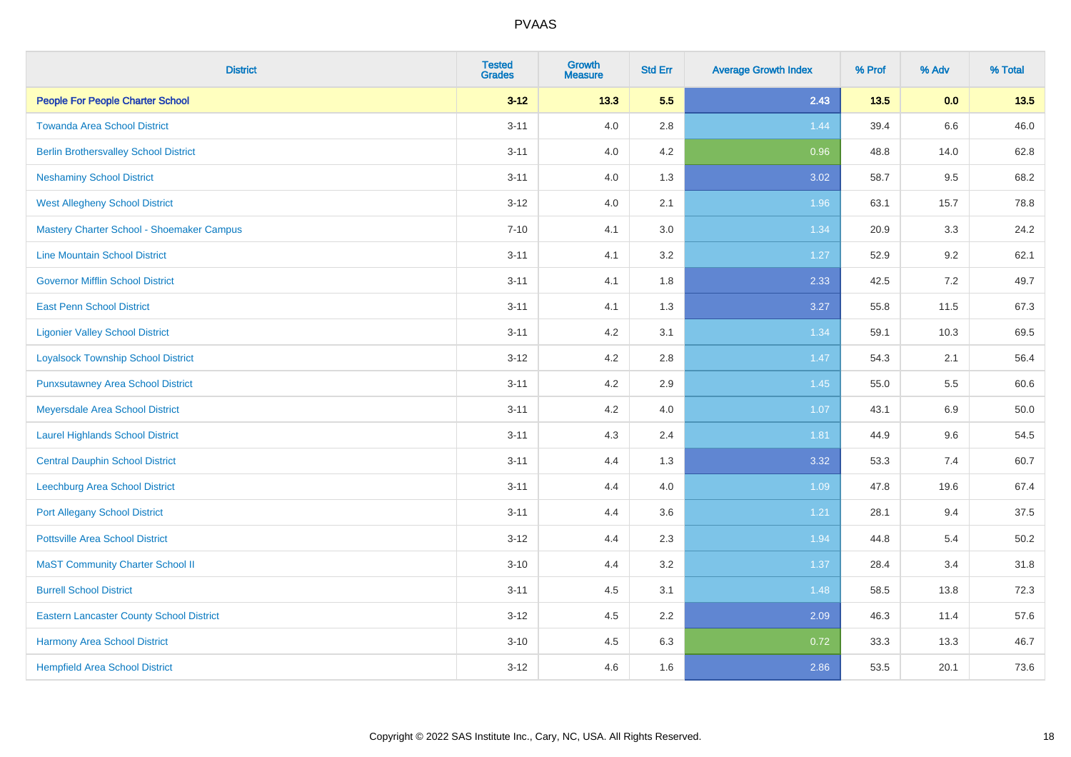| District | Tested Grades | Growth Measure | Std Err | Average Growth Index | % Prof | % Adv | % Total |
|---|---|---|---|---|---|---|---|
| **People For People Charter School** | **3-12** | **13.3** | **5.5** | **2.43** | **13.5** | **0.0** | **13.5** |
| Towanda Area School District | 3-11 | 4.0 | 2.8 | 1.44 | 39.4 | 6.6 | 46.0 |
| Berlin Brothersvalley School District | 3-11 | 4.0 | 4.2 | 0.96 | 48.8 | 14.0 | 62.8 |
| Neshaminy School District | 3-11 | 4.0 | 1.3 | 3.02 | 58.7 | 9.5 | 68.2 |
| West Allegheny School District | 3-12 | 4.0 | 2.1 | 1.96 | 63.1 | 15.7 | 78.8 |
| Mastery Charter School - Shoemaker Campus | 7-10 | 4.1 | 3.0 | 1.34 | 20.9 | 3.3 | 24.2 |
| Line Mountain School District | 3-11 | 4.1 | 3.2 | 1.27 | 52.9 | 9.2 | 62.1 |
| Governor Mifflin School District | 3-11 | 4.1 | 1.8 | 2.33 | 42.5 | 7.2 | 49.7 |
| East Penn School District | 3-11 | 4.1 | 1.3 | 3.27 | 55.8 | 11.5 | 67.3 |
| Ligonier Valley School District | 3-11 | 4.2 | 3.1 | 1.34 | 59.1 | 10.3 | 69.5 |
| Loyalsock Township School District | 3-12 | 4.2 | 2.8 | 1.47 | 54.3 | 2.1 | 56.4 |
| Punxsutawney Area School District | 3-11 | 4.2 | 2.9 | 1.45 | 55.0 | 5.5 | 60.6 |
| Meyersdale Area School District | 3-11 | 4.2 | 4.0 | 1.07 | 43.1 | 6.9 | 50.0 |
| Laurel Highlands School District | 3-11 | 4.3 | 2.4 | 1.81 | 44.9 | 9.6 | 54.5 |
| Central Dauphin School District | 3-11 | 4.4 | 1.3 | 3.32 | 53.3 | 7.4 | 60.7 |
| Leechburg Area School District | 3-11 | 4.4 | 4.0 | 1.09 | 47.8 | 19.6 | 67.4 |
| Port Allegany School District | 3-11 | 4.4 | 3.6 | 1.21 | 28.1 | 9.4 | 37.5 |
| Pottsville Area School District | 3-12 | 4.4 | 2.3 | 1.94 | 44.8 | 5.4 | 50.2 |
| MaST Community Charter School II | 3-10 | 4.4 | 3.2 | 1.37 | 28.4 | 3.4 | 31.8 |
| Burrell School District | 3-11 | 4.5 | 3.1 | 1.48 | 58.5 | 13.8 | 72.3 |
| Eastern Lancaster County School District | 3-12 | 4.5 | 2.2 | 2.09 | 46.3 | 11.4 | 57.6 |
| Harmony Area School District | 3-10 | 4.5 | 6.3 | 0.72 | 33.3 | 13.3 | 46.7 |
| Hempfield Area School District | 3-12 | 4.6 | 1.6 | 2.86 | 53.5 | 20.1 | 73.6 |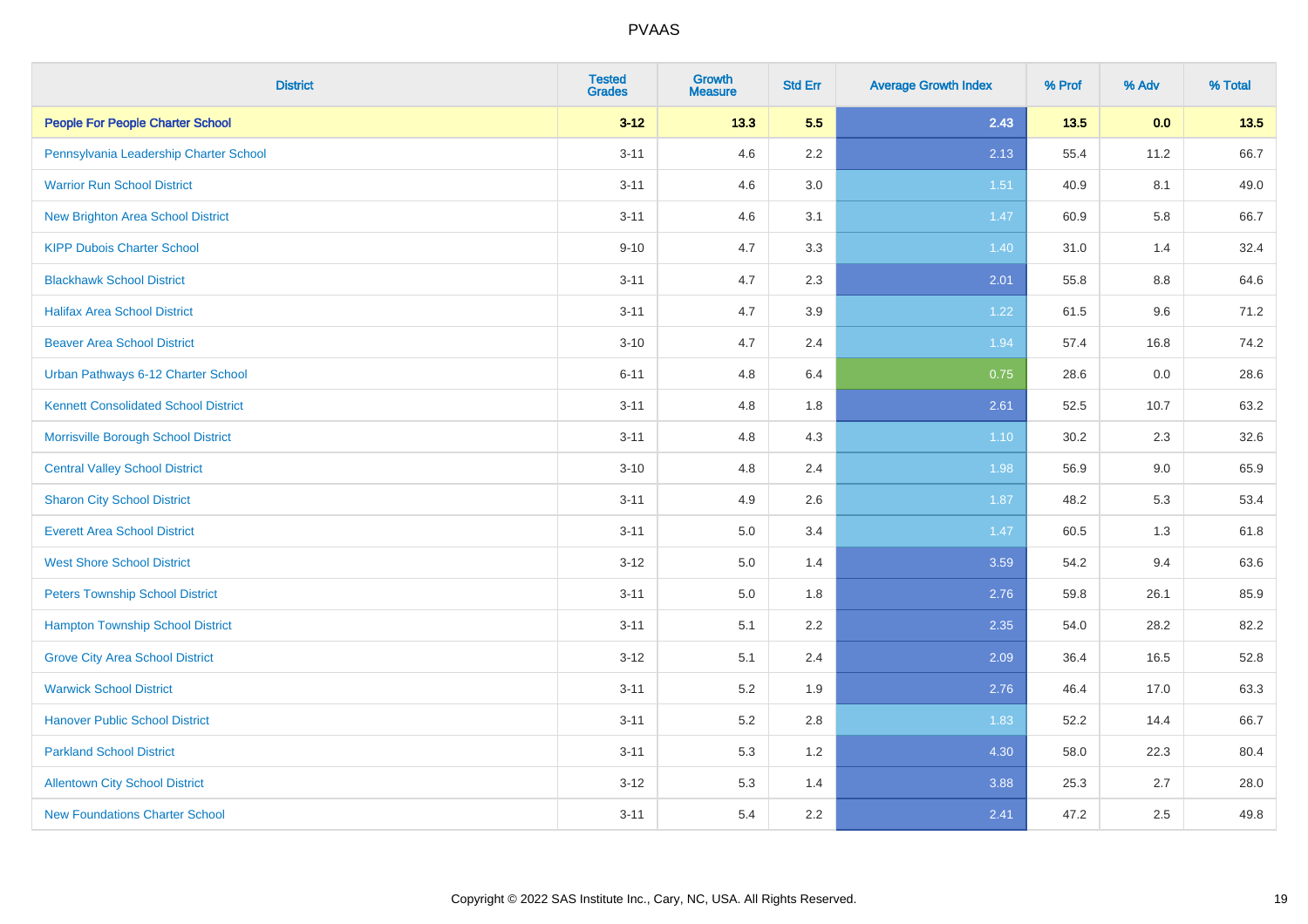# PVAAS

| District | Tested Grades | Growth Measure | Std Err | Average Growth Index | % Prof | % Adv | % Total |
|---|---|---|---|---|---|---|---|
| **People For People Charter School** | **3-12** | **13.3** | **5.5** | **2.43** | **13.5** | **0.0** | **13.5** |
| Pennsylvania Leadership Charter School | 3-11 | 4.6 | 2.2 | 2.13 | 55.4 | 11.2 | 66.7 |
| Warrior Run School District | 3-11 | 4.6 | 3.0 | 1.51 | 40.9 | 8.1 | 49.0 |
| New Brighton Area School District | 3-11 | 4.6 | 3.1 | 1.47 | 60.9 | 5.8 | 66.7 |
| KIPP Dubois Charter School | 9-10 | 4.7 | 3.3 | 1.40 | 31.0 | 1.4 | 32.4 |
| Blackhawk School District | 3-11 | 4.7 | 2.3 | 2.01 | 55.8 | 8.8 | 64.6 |
| Halifax Area School District | 3-11 | 4.7 | 3.9 | 1.22 | 61.5 | 9.6 | 71.2 |
| Beaver Area School District | 3-10 | 4.7 | 2.4 | 1.94 | 57.4 | 16.8 | 74.2 |
| Urban Pathways 6-12 Charter School | 6-11 | 4.8 | 6.4 | 0.75 | 28.6 | 0.0 | 28.6 |
| Kennett Consolidated School District | 3-11 | 4.8 | 1.8 | 2.61 | 52.5 | 10.7 | 63.2 |
| Morrisville Borough School District | 3-11 | 4.8 | 4.3 | 1.10 | 30.2 | 2.3 | 32.6 |
| Central Valley School District | 3-10 | 4.8 | 2.4 | 1.98 | 56.9 | 9.0 | 65.9 |
| Sharon City School District | 3-11 | 4.9 | 2.6 | 1.87 | 48.2 | 5.3 | 53.4 |
| Everett Area School District | 3-11 | 5.0 | 3.4 | 1.47 | 60.5 | 1.3 | 61.8 |
| West Shore School District | 3-12 | 5.0 | 1.4 | 3.59 | 54.2 | 9.4 | 63.6 |
| Peters Township School District | 3-11 | 5.0 | 1.8 | 2.76 | 59.8 | 26.1 | 85.9 |
| Hampton Township School District | 3-11 | 5.1 | 2.2 | 2.35 | 54.0 | 28.2 | 82.2 |
| Grove City Area School District | 3-12 | 5.1 | 2.4 | 2.09 | 36.4 | 16.5 | 52.8 |
| Warwick School District | 3-11 | 5.2 | 1.9 | 2.76 | 46.4 | 17.0 | 63.3 |
| Hanover Public School District | 3-11 | 5.2 | 2.8 | 1.83 | 52.2 | 14.4 | 66.7 |
| Parkland School District | 3-11 | 5.3 | 1.2 | 4.30 | 58.0 | 22.3 | 80.4 |
| Allentown City School District | 3-12 | 5.3 | 1.4 | 3.88 | 25.3 | 2.7 | 28.0 |
| New Foundations Charter School | 3-11 | 5.4 | 2.2 | 2.41 | 47.2 | 2.5 | 49.8 |

Copyright © 2022 SAS Institute Inc., Cary, NC, USA. All Rights Reserved.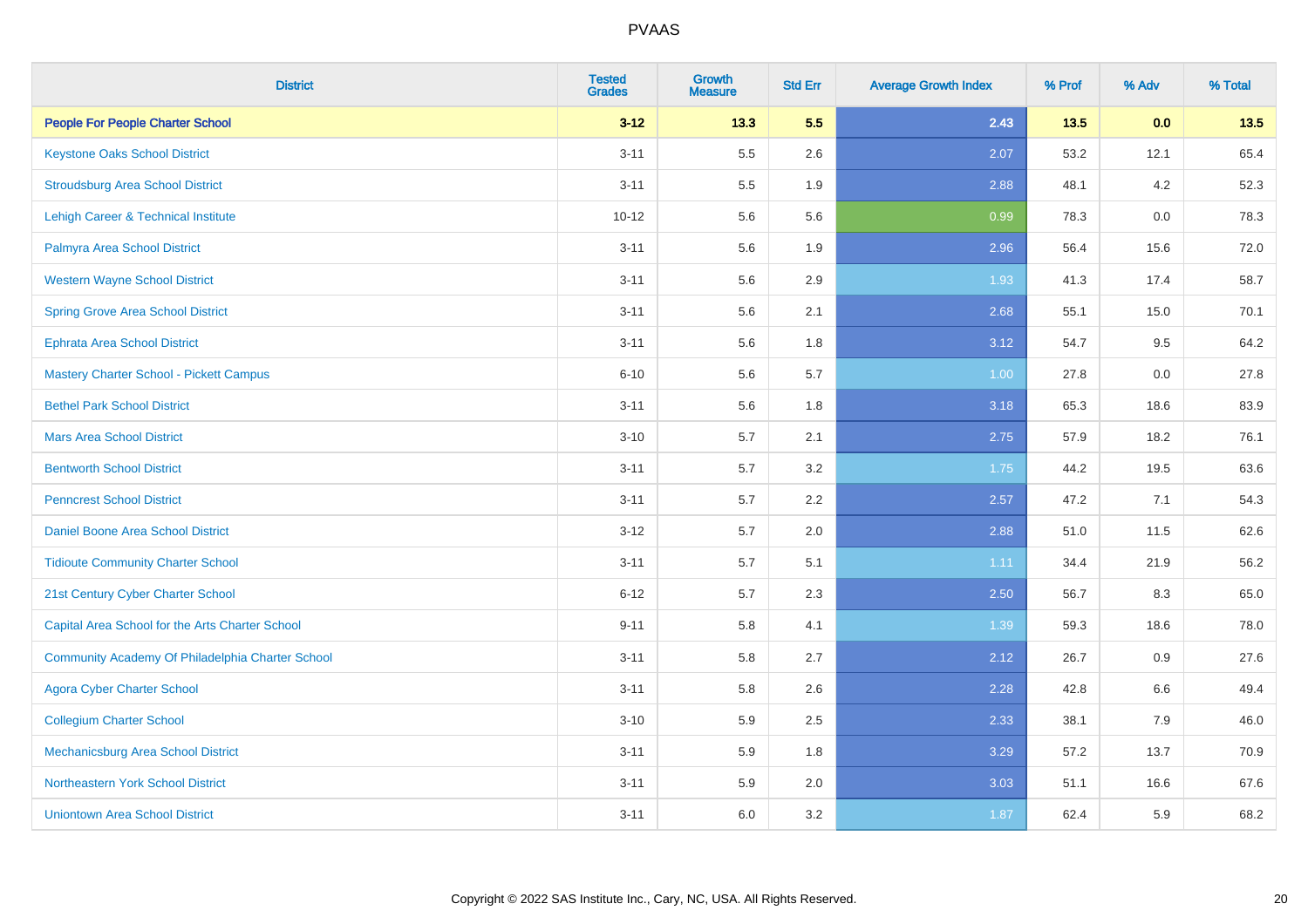| District | Tested Grades | Growth Measure | Std Err | Average Growth Index | % Prof | % Adv | % Total |
|---|---|---|---|---|---|---|---|
| **People For People Charter School** | **3-12** | **13.3** | **5.5** | **2.43** | **13.5** | **0.0** | **13.5** |
| Keystone Oaks School District | 3-11 | 5.5 | 2.6 | 2.07 | 53.2 | 12.1 | 65.4 |
| Stroudsburg Area School District | 3-11 | 5.5 | 1.9 | 2.88 | 48.1 | 4.2 | 52.3 |
| Lehigh Career & Technical Institute | 10-12 | 5.6 | 5.6 | 0.99 | 78.3 | 0.0 | 78.3 |
| Palmyra Area School District | 3-11 | 5.6 | 1.9 | 2.96 | 56.4 | 15.6 | 72.0 |
| Western Wayne School District | 3-11 | 5.6 | 2.9 | 1.93 | 41.3 | 17.4 | 58.7 |
| Spring Grove Area School District | 3-11 | 5.6 | 2.1 | 2.68 | 55.1 | 15.0 | 70.1 |
| Ephrata Area School District | 3-11 | 5.6 | 1.8 | 3.12 | 54.7 | 9.5 | 64.2 |
| Mastery Charter School - Pickett Campus | 6-10 | 5.6 | 5.7 | 1.00 | 27.8 | 0.0 | 27.8 |
| Bethel Park School District | 3-11 | 5.6 | 1.8 | 3.18 | 65.3 | 18.6 | 83.9 |
| Mars Area School District | 3-10 | 5.7 | 2.1 | 2.75 | 57.9 | 18.2 | 76.1 |
| Bentworth School District | 3-11 | 5.7 | 3.2 | 1.75 | 44.2 | 19.5 | 63.6 |
| Penncrest School District | 3-11 | 5.7 | 2.2 | 2.57 | 47.2 | 7.1 | 54.3 |
| Daniel Boone Area School District | 3-12 | 5.7 | 2.0 | 2.88 | 51.0 | 11.5 | 62.6 |
| Tidioute Community Charter School | 3-11 | 5.7 | 5.1 | 1.11 | 34.4 | 21.9 | 56.2 |
| 21st Century Cyber Charter School | 6-12 | 5.7 | 2.3 | 2.50 | 56.7 | 8.3 | 65.0 |
| Capital Area School for the Arts Charter School | 9-11 | 5.8 | 4.1 | 1.39 | 59.3 | 18.6 | 78.0 |
| Community Academy Of Philadelphia Charter School | 3-11 | 5.8 | 2.7 | 2.12 | 26.7 | 0.9 | 27.6 |
| Agora Cyber Charter School | 3-11 | 5.8 | 2.6 | 2.28 | 42.8 | 6.6 | 49.4 |
| Collegium Charter School | 3-10 | 5.9 | 2.5 | 2.33 | 38.1 | 7.9 | 46.0 |
| Mechanicsburg Area School District | 3-11 | 5.9 | 1.8 | 3.29 | 57.2 | 13.7 | 70.9 |
| Northeastern York School District | 3-11 | 5.9 | 2.0 | 3.03 | 51.1 | 16.6 | 67.6 |
| Uniontown Area School District | 3-11 | 6.0 | 3.2 | 1.87 | 62.4 | 5.9 | 68.2 |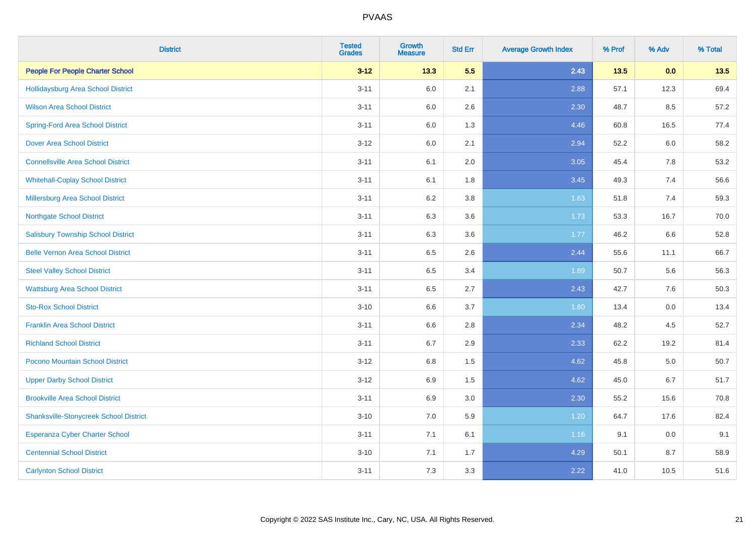| District | Tested Grades | Growth Measure | Std Err | Average Growth Index | % Prof | % Adv | % Total |
|---|---|---|---|---|---|---|---|
| **People For People Charter School** | **3-12** | **13.3** | **5.5** | **2.43** | **13.5** | **0.0** | **13.5** |
| Hollidaysburg Area School District | 3-11 | 6.0 | 2.1 | 2.88 | 57.1 | 12.3 | 69.4 |
| Wilson Area School District | 3-11 | 6.0 | 2.6 | 2.30 | 48.7 | 8.5 | 57.2 |
| Spring-Ford Area School District | 3-11 | 6.0 | 1.3 | 4.46 | 60.8 | 16.5 | 77.4 |
| Dover Area School District | 3-12 | 6.0 | 2.1 | 2.94 | 52.2 | 6.0 | 58.2 |
| Connellsville Area School District | 3-11 | 6.1 | 2.0 | 3.05 | 45.4 | 7.8 | 53.2 |
| Whitehall-Coplay School District | 3-11 | 6.1 | 1.8 | 3.45 | 49.3 | 7.4 | 56.6 |
| Millersburg Area School District | 3-11 | 6.2 | 3.8 | 1.63 | 51.8 | 7.4 | 59.3 |
| Northgate School District | 3-11 | 6.3 | 3.6 | 1.73 | 53.3 | 16.7 | 70.0 |
| Salisbury Township School District | 3-11 | 6.3 | 3.6 | 1.77 | 46.2 | 6.6 | 52.8 |
| Belle Vernon Area School District | 3-11 | 6.5 | 2.6 | 2.44 | 55.6 | 11.1 | 66.7 |
| Steel Valley School District | 3-11 | 6.5 | 3.4 | 1.89 | 50.7 | 5.6 | 56.3 |
| Wattsburg Area School District | 3-11 | 6.5 | 2.7 | 2.43 | 42.7 | 7.6 | 50.3 |
| Sto-Rox School District | 3-10 | 6.6 | 3.7 | 1.80 | 13.4 | 0.0 | 13.4 |
| Franklin Area School District | 3-11 | 6.6 | 2.8 | 2.34 | 48.2 | 4.5 | 52.7 |
| Richland School District | 3-11 | 6.7 | 2.9 | 2.33 | 62.2 | 19.2 | 81.4 |
| Pocono Mountain School District | 3-12 | 6.8 | 1.5 | 4.62 | 45.8 | 5.0 | 50.7 |
| Upper Darby School District | 3-12 | 6.9 | 1.5 | 4.62 | 45.0 | 6.7 | 51.7 |
| Brookville Area School District | 3-11 | 6.9 | 3.0 | 2.30 | 55.2 | 15.6 | 70.8 |
| Shanksville-Stonycreek School District | 3-10 | 7.0 | 5.9 | 1.20 | 64.7 | 17.6 | 82.4 |
| Esperanza Cyber Charter School | 3-11 | 7.1 | 6.1 | 1.16 | 9.1 | 0.0 | 9.1 |
| Centennial School District | 3-10 | 7.1 | 1.7 | 4.29 | 50.1 | 8.7 | 58.9 |
| Carlynton School District | 3-11 | 7.3 | 3.3 | 2.22 | 41.0 | 10.5 | 51.6 |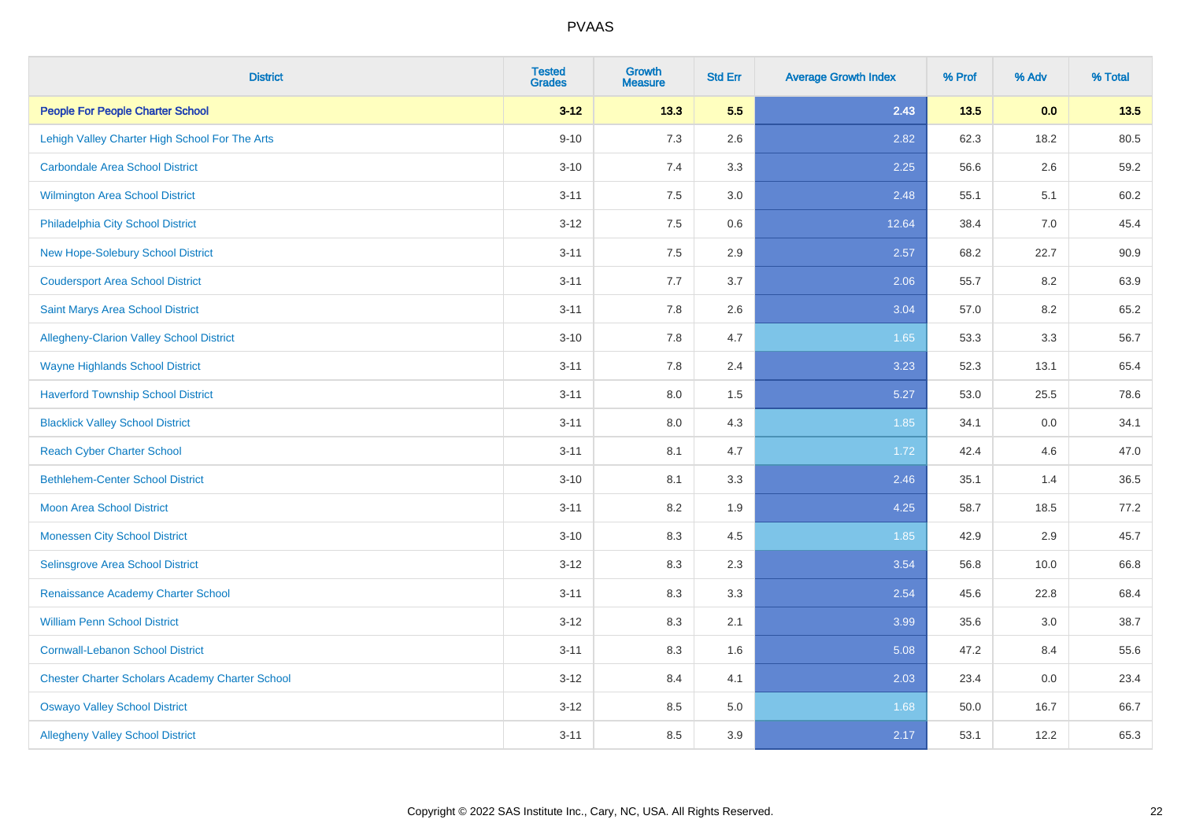| District | Tested Grades | Growth Measure | Std Err | Average Growth Index | % Prof | % Adv | % Total |
|---|---|---|---|---|---|---|---|
| **People For People Charter School** | **3-12** | **13.3** | **5.5** | **2.43** | **13.5** | **0.0** | **13.5** |
| Lehigh Valley Charter High School For The Arts | 9-10 | 7.3 | 2.6 | 2.82 | 62.3 | 18.2 | 80.5 |
| Carbondale Area School District | 3-10 | 7.4 | 3.3 | 2.25 | 56.6 | 2.6 | 59.2 |
| Wilmington Area School District | 3-11 | 7.5 | 3.0 | 2.48 | 55.1 | 5.1 | 60.2 |
| Philadelphia City School District | 3-12 | 7.5 | 0.6 | 12.64 | 38.4 | 7.0 | 45.4 |
| New Hope-Solebury School District | 3-11 | 7.5 | 2.9 | 2.57 | 68.2 | 22.7 | 90.9 |
| Coudersport Area School District | 3-11 | 7.7 | 3.7 | 2.06 | 55.7 | 8.2 | 63.9 |
| Saint Marys Area School District | 3-11 | 7.8 | 2.6 | 3.04 | 57.0 | 8.2 | 65.2 |
| Allegheny-Clarion Valley School District | 3-10 | 7.8 | 4.7 | 1.65 | 53.3 | 3.3 | 56.7 |
| Wayne Highlands School District | 3-11 | 7.8 | 2.4 | 3.23 | 52.3 | 13.1 | 65.4 |
| Haverford Township School District | 3-11 | 8.0 | 1.5 | 5.27 | 53.0 | 25.5 | 78.6 |
| Blacklick Valley School District | 3-11 | 8.0 | 4.3 | 1.85 | 34.1 | 0.0 | 34.1 |
| Reach Cyber Charter School | 3-11 | 8.1 | 4.7 | 1.72 | 42.4 | 4.6 | 47.0 |
| Bethlehem-Center School District | 3-10 | 8.1 | 3.3 | 2.46 | 35.1 | 1.4 | 36.5 |
| Moon Area School District | 3-11 | 8.2 | 1.9 | 4.25 | 58.7 | 18.5 | 77.2 |
| Monessen City School District | 3-10 | 8.3 | 4.5 | 1.85 | 42.9 | 2.9 | 45.7 |
| Selinsgrove Area School District | 3-12 | 8.3 | 2.3 | 3.54 | 56.8 | 10.0 | 66.8 |
| Renaissance Academy Charter School | 3-11 | 8.3 | 3.3 | 2.54 | 45.6 | 22.8 | 68.4 |
| William Penn School District | 3-12 | 8.3 | 2.1 | 3.99 | 35.6 | 3.0 | 38.7 |
| Cornwall-Lebanon School District | 3-11 | 8.3 | 1.6 | 5.08 | 47.2 | 8.4 | 55.6 |
| Chester Charter Scholars Academy Charter School | 3-12 | 8.4 | 4.1 | 2.03 | 23.4 | 0.0 | 23.4 |
| Oswayo Valley School District | 3-12 | 8.5 | 5.0 | 1.68 | 50.0 | 16.7 | 66.7 |
| Allegheny Valley School District | 3-11 | 8.5 | 3.9 | 2.17 | 53.1 | 12.2 | 65.3 |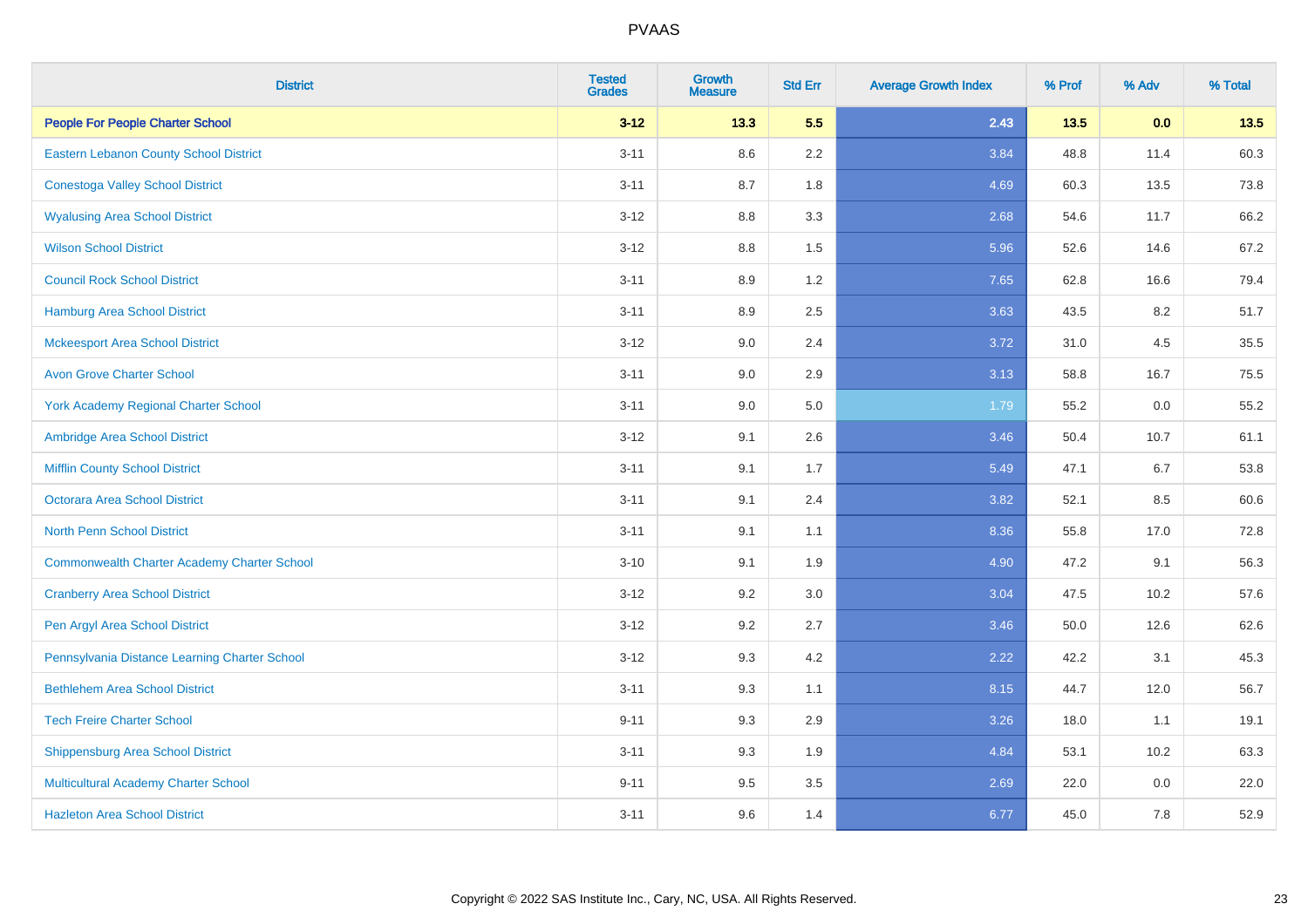# PVAAS

| District | Tested Grades | Growth Measure | Std Err | Average Growth Index | % Prof | % Adv | % Total |
|---|---|---|---|---|---|---|---|
| **People For People Charter School** | **3-12** | **13.3** | **5.5** | **2.43** | **13.5** | **0.0** | **13.5** |
| Eastern Lebanon County School District | 3-11 | 8.6 | 2.2 | 3.84 | 48.8 | 11.4 | 60.3 |
| Conestoga Valley School District | 3-11 | 8.7 | 1.8 | 4.69 | 60.3 | 13.5 | 73.8 |
| Wyalusing Area School District | 3-12 | 8.8 | 3.3 | 2.68 | 54.6 | 11.7 | 66.2 |
| Wilson School District | 3-12 | 8.8 | 1.5 | 5.96 | 52.6 | 14.6 | 67.2 |
| Council Rock School District | 3-11 | 8.9 | 1.2 | 7.65 | 62.8 | 16.6 | 79.4 |
| Hamburg Area School District | 3-11 | 8.9 | 2.5 | 3.63 | 43.5 | 8.2 | 51.7 |
| Mckeesport Area School District | 3-12 | 9.0 | 2.4 | 3.72 | 31.0 | 4.5 | 35.5 |
| Avon Grove Charter School | 3-11 | 9.0 | 2.9 | 3.13 | 58.8 | 16.7 | 75.5 |
| York Academy Regional Charter School | 3-11 | 9.0 | 5.0 | 1.79 | 55.2 | 0.0 | 55.2 |
| Ambridge Area School District | 3-12 | 9.1 | 2.6 | 3.46 | 50.4 | 10.7 | 61.1 |
| Mifflin County School District | 3-11 | 9.1 | 1.7 | 5.49 | 47.1 | 6.7 | 53.8 |
| Octorara Area School District | 3-11 | 9.1 | 2.4 | 3.82 | 52.1 | 8.5 | 60.6 |
| North Penn School District | 3-11 | 9.1 | 1.1 | 8.36 | 55.8 | 17.0 | 72.8 |
| Commonwealth Charter Academy Charter School | 3-10 | 9.1 | 1.9 | 4.90 | 47.2 | 9.1 | 56.3 |
| Cranberry Area School District | 3-12 | 9.2 | 3.0 | 3.04 | 47.5 | 10.2 | 57.6 |
| Pen Argyl Area School District | 3-12 | 9.2 | 2.7 | 3.46 | 50.0 | 12.6 | 62.6 |
| Pennsylvania Distance Learning Charter School | 3-12 | 9.3 | 4.2 | 2.22 | 42.2 | 3.1 | 45.3 |
| Bethlehem Area School District | 3-11 | 9.3 | 1.1 | 8.15 | 44.7 | 12.0 | 56.7 |
| Tech Freire Charter School | 9-11 | 9.3 | 2.9 | 3.26 | 18.0 | 1.1 | 19.1 |
| Shippensburg Area School District | 3-11 | 9.3 | 1.9 | 4.84 | 53.1 | 10.2 | 63.3 |
| Multicultural Academy Charter School | 9-11 | 9.5 | 3.5 | 2.69 | 22.0 | 0.0 | 22.0 |
| Hazleton Area School District | 3-11 | 9.6 | 1.4 | 6.77 | 45.0 | 7.8 | 52.9 |

Copyright © 2022 SAS Institute Inc., Cary, NC, USA. All Rights Reserved.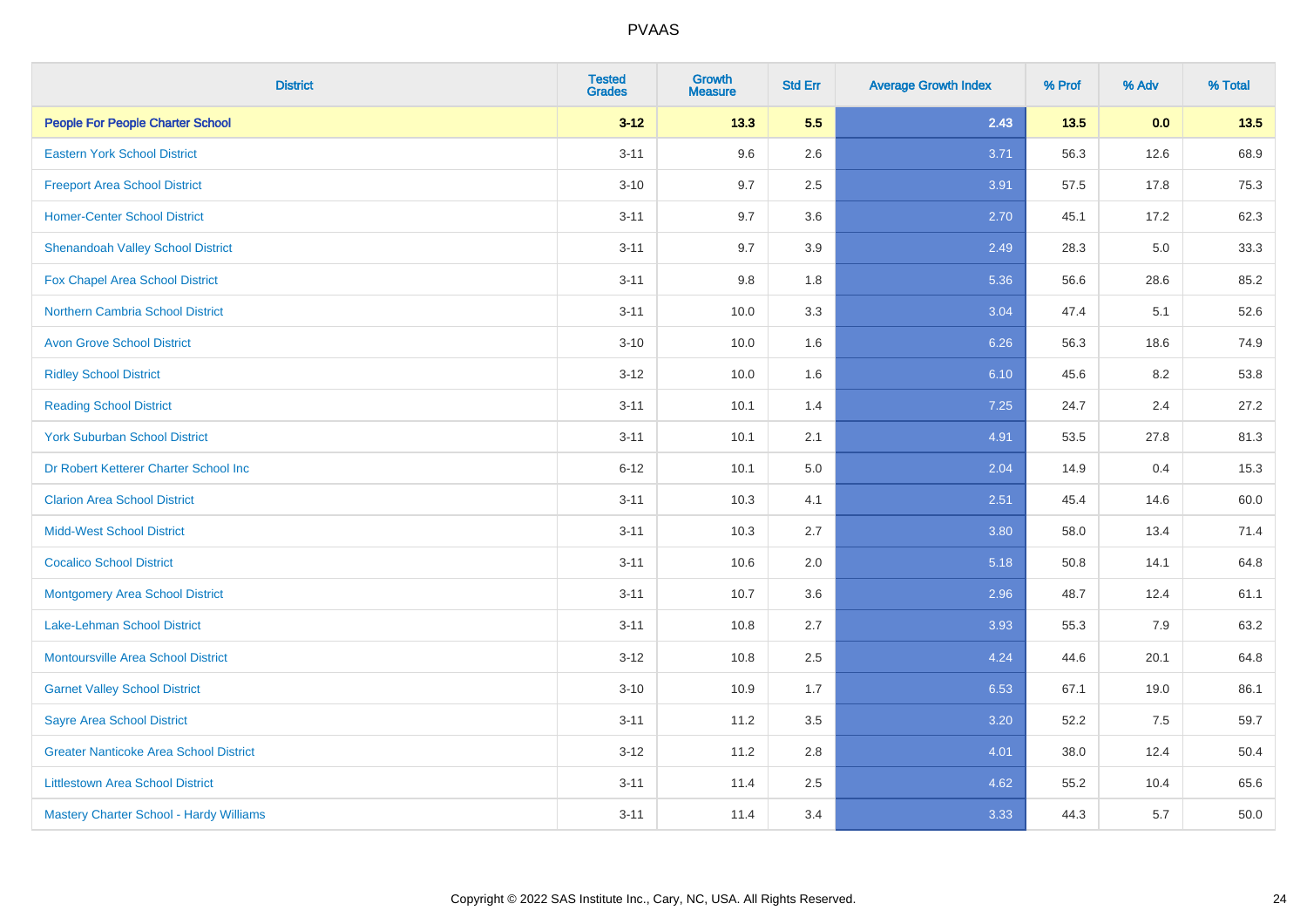PVAAS

| District | Tested Grades | Growth Measure | Std Err | Average Growth Index | % Prof | % Adv | % Total |
|---|---|---|---|---|---|---|---|
| **People For People Charter School** | **3-12** | **13.3** | **5.5** | **2.43** | **13.5** | **0.0** | **13.5** |
| Eastern York School District | 3-11 | 9.6 | 2.6 | 3.71 | 56.3 | 12.6 | 68.9 |
| Freeport Area School District | 3-10 | 9.7 | 2.5 | 3.91 | 57.5 | 17.8 | 75.3 |
| Homer-Center School District | 3-11 | 9.7 | 3.6 | 2.70 | 45.1 | 17.2 | 62.3 |
| Shenandoah Valley School District | 3-11 | 9.7 | 3.9 | 2.49 | 28.3 | 5.0 | 33.3 |
| Fox Chapel Area School District | 3-11 | 9.8 | 1.8 | 5.36 | 56.6 | 28.6 | 85.2 |
| Northern Cambria School District | 3-11 | 10.0 | 3.3 | 3.04 | 47.4 | 5.1 | 52.6 |
| Avon Grove School District | 3-10 | 10.0 | 1.6 | 6.26 | 56.3 | 18.6 | 74.9 |
| Ridley School District | 3-12 | 10.0 | 1.6 | 6.10 | 45.6 | 8.2 | 53.8 |
| Reading School District | 3-11 | 10.1 | 1.4 | 7.25 | 24.7 | 2.4 | 27.2 |
| York Suburban School District | 3-11 | 10.1 | 2.1 | 4.91 | 53.5 | 27.8 | 81.3 |
| Dr Robert Ketterer Charter School Inc | 6-12 | 10.1 | 5.0 | 2.04 | 14.9 | 0.4 | 15.3 |
| Clarion Area School District | 3-11 | 10.3 | 4.1 | 2.51 | 45.4 | 14.6 | 60.0 |
| Midd-West School District | 3-11 | 10.3 | 2.7 | 3.80 | 58.0 | 13.4 | 71.4 |
| Cocalico School District | 3-11 | 10.6 | 2.0 | 5.18 | 50.8 | 14.1 | 64.8 |
| Montgomery Area School District | 3-11 | 10.7 | 3.6 | 2.96 | 48.7 | 12.4 | 61.1 |
| Lake-Lehman School District | 3-11 | 10.8 | 2.7 | 3.93 | 55.3 | 7.9 | 63.2 |
| Montoursville Area School District | 3-12 | 10.8 | 2.5 | 4.24 | 44.6 | 20.1 | 64.8 |
| Garnet Valley School District | 3-10 | 10.9 | 1.7 | 6.53 | 67.1 | 19.0 | 86.1 |
| Sayre Area School District | 3-11 | 11.2 | 3.5 | 3.20 | 52.2 | 7.5 | 59.7 |
| Greater Nanticoke Area School District | 3-12 | 11.2 | 2.8 | 4.01 | 38.0 | 12.4 | 50.4 |
| Littlestown Area School District | 3-11 | 11.4 | 2.5 | 4.62 | 55.2 | 10.4 | 65.6 |
| Mastery Charter School - Hardy Williams | 3-11 | 11.4 | 3.4 | 3.33 | 44.3 | 5.7 | 50.0 |

Copyright © 2022 SAS Institute Inc., Cary, NC, USA. All Rights Reserved.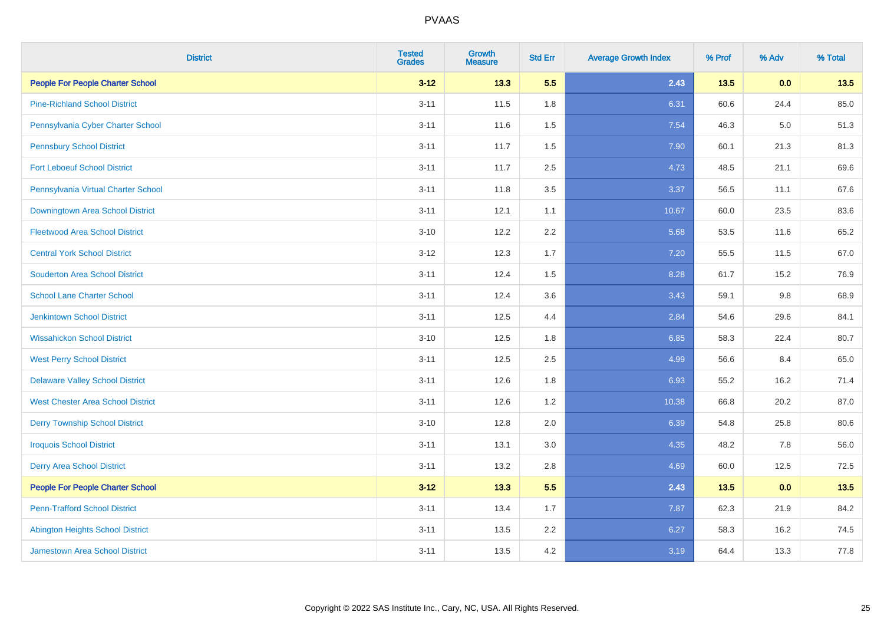| District | Tested Grades | Growth Measure | Std Err | Average Growth Index | % Prof | % Adv | % Total |
|---|---|---|---|---|---|---|---|
| **People For People Charter School** | **3-12** | **13.3** | **5.5** | **2.43** | **13.5** | **0.0** | **13.5** |
| Pine-Richland School District | 3-11 | 11.5 | 1.8 | 6.31 | 60.6 | 24.4 | 85.0 |
| Pennsylvania Cyber Charter School | 3-11 | 11.6 | 1.5 | 7.54 | 46.3 | 5.0 | 51.3 |
| Pennsbury School District | 3-11 | 11.7 | 1.5 | 7.90 | 60.1 | 21.3 | 81.3 |
| Fort Leboeuf School District | 3-11 | 11.7 | 2.5 | 4.73 | 48.5 | 21.1 | 69.6 |
| Pennsylvania Virtual Charter School | 3-11 | 11.8 | 3.5 | 3.37 | 56.5 | 11.1 | 67.6 |
| Downingtown Area School District | 3-11 | 12.1 | 1.1 | 10.67 | 60.0 | 23.5 | 83.6 |
| Fleetwood Area School District | 3-10 | 12.2 | 2.2 | 5.68 | 53.5 | 11.6 | 65.2 |
| Central York School District | 3-12 | 12.3 | 1.7 | 7.20 | 55.5 | 11.5 | 67.0 |
| Souderton Area School District | 3-11 | 12.4 | 1.5 | 8.28 | 61.7 | 15.2 | 76.9 |
| School Lane Charter School | 3-11 | 12.4 | 3.6 | 3.43 | 59.1 | 9.8 | 68.9 |
| Jenkintown School District | 3-11 | 12.5 | 4.4 | 2.84 | 54.6 | 29.6 | 84.1 |
| Wissahickon School District | 3-10 | 12.5 | 1.8 | 6.85 | 58.3 | 22.4 | 80.7 |
| West Perry School District | 3-11 | 12.5 | 2.5 | 4.99 | 56.6 | 8.4 | 65.0 |
| Delaware Valley School District | 3-11 | 12.6 | 1.8 | 6.93 | 55.2 | 16.2 | 71.4 |
| West Chester Area School District | 3-11 | 12.6 | 1.2 | 10.38 | 66.8 | 20.2 | 87.0 |
| Derry Township School District | 3-10 | 12.8 | 2.0 | 6.39 | 54.8 | 25.8 | 80.6 |
| Iroquois School District | 3-11 | 13.1 | 3.0 | 4.35 | 48.2 | 7.8 | 56.0 |
| Derry Area School District | 3-11 | 13.2 | 2.8 | 4.69 | 60.0 | 12.5 | 72.5 |
| **People For People Charter School** | **3-12** | **13.3** | **5.5** | **2.43** | **13.5** | **0.0** | **13.5** |
| Penn-Trafford School District | 3-11 | 13.4 | 1.7 | 7.87 | 62.3 | 21.9 | 84.2 |
| Abington Heights School District | 3-11 | 13.5 | 2.2 | 6.27 | 58.3 | 16.2 | 74.5 |
| Jamestown Area School District | 3-11 | 13.5 | 4.2 | 3.19 | 64.4 | 13.3 | 77.8 |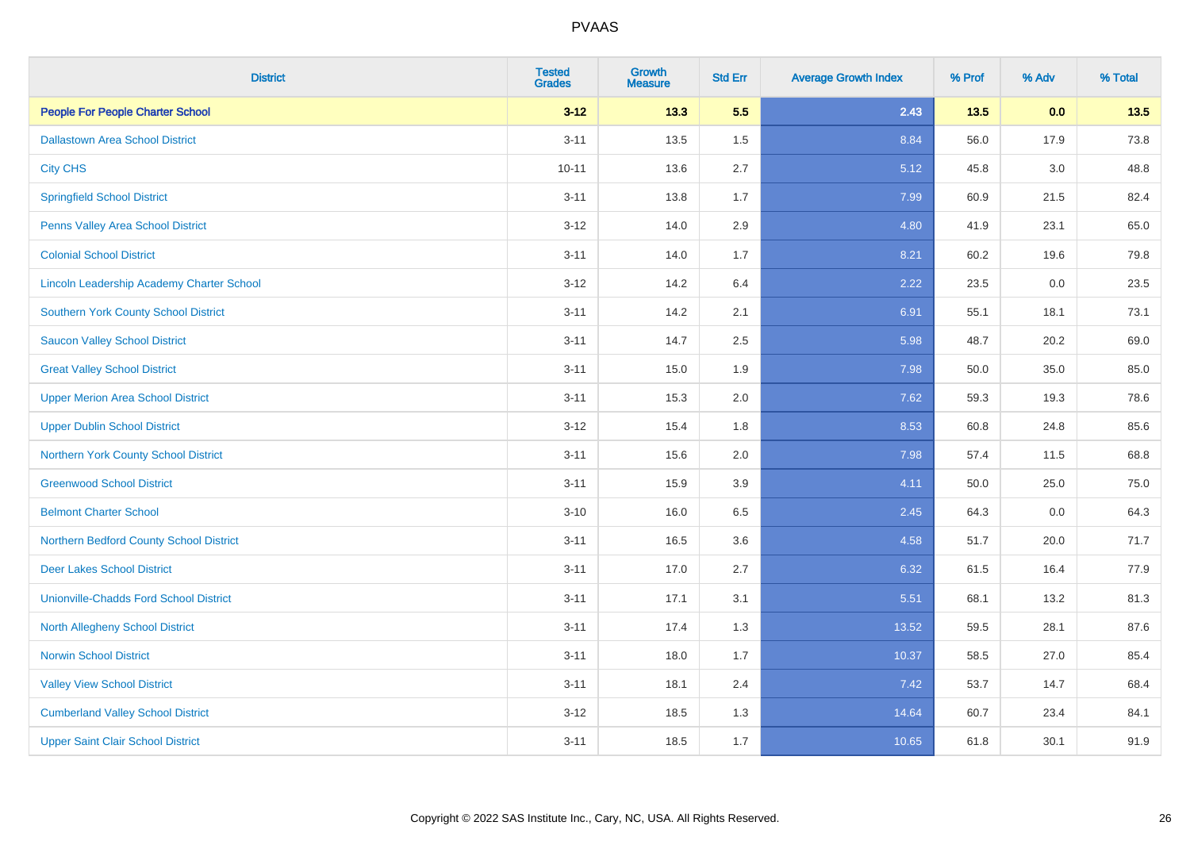| District | Tested Grades | Growth Measure | Std Err | Average Growth Index | % Prof | % Adv | % Total |
|---|---|---|---|---|---|---|---|
| **People For People Charter School** | **3-12** | **13.3** | **5.5** | **2.43** | **13.5** | **0.0** | **13.5** |
| Dallastown Area School District | 3-11 | 13.5 | 1.5 | 8.84 | 56.0 | 17.9 | 73.8 |
| City CHS | 10-11 | 13.6 | 2.7 | 5.12 | 45.8 | 3.0 | 48.8 |
| Springfield School District | 3-11 | 13.8 | 1.7 | 7.99 | 60.9 | 21.5 | 82.4 |
| Penns Valley Area School District | 3-12 | 14.0 | 2.9 | 4.80 | 41.9 | 23.1 | 65.0 |
| Colonial School District | 3-11 | 14.0 | 1.7 | 8.21 | 60.2 | 19.6 | 79.8 |
| Lincoln Leadership Academy Charter School | 3-12 | 14.2 | 6.4 | 2.22 | 23.5 | 0.0 | 23.5 |
| Southern York County School District | 3-11 | 14.2 | 2.1 | 6.91 | 55.1 | 18.1 | 73.1 |
| Saucon Valley School District | 3-11 | 14.7 | 2.5 | 5.98 | 48.7 | 20.2 | 69.0 |
| Great Valley School District | 3-11 | 15.0 | 1.9 | 7.98 | 50.0 | 35.0 | 85.0 |
| Upper Merion Area School District | 3-11 | 15.3 | 2.0 | 7.62 | 59.3 | 19.3 | 78.6 |
| Upper Dublin School District | 3-12 | 15.4 | 1.8 | 8.53 | 60.8 | 24.8 | 85.6 |
| Northern York County School District | 3-11 | 15.6 | 2.0 | 7.98 | 57.4 | 11.5 | 68.8 |
| Greenwood School District | 3-11 | 15.9 | 3.9 | 4.11 | 50.0 | 25.0 | 75.0 |
| Belmont Charter School | 3-10 | 16.0 | 6.5 | 2.45 | 64.3 | 0.0 | 64.3 |
| Northern Bedford County School District | 3-11 | 16.5 | 3.6 | 4.58 | 51.7 | 20.0 | 71.7 |
| Deer Lakes School District | 3-11 | 17.0 | 2.7 | 6.32 | 61.5 | 16.4 | 77.9 |
| Unionville-Chadds Ford School District | 3-11 | 17.1 | 3.1 | 5.51 | 68.1 | 13.2 | 81.3 |
| North Allegheny School District | 3-11 | 17.4 | 1.3 | 13.52 | 59.5 | 28.1 | 87.6 |
| Norwin School District | 3-11 | 18.0 | 1.7 | 10.37 | 58.5 | 27.0 | 85.4 |
| Valley View School District | 3-11 | 18.1 | 2.4 | 7.42 | 53.7 | 14.7 | 68.4 |
| Cumberland Valley School District | 3-12 | 18.5 | 1.3 | 14.64 | 60.7 | 23.4 | 84.1 |
| Upper Saint Clair School District | 3-11 | 18.5 | 1.7 | 10.65 | 61.8 | 30.1 | 91.9 |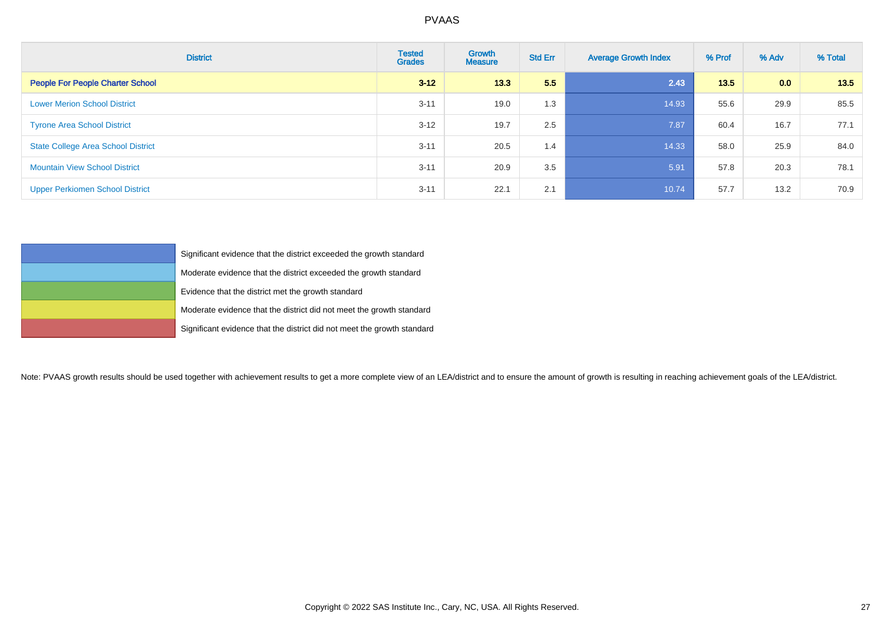# PVAAS

| District | Tested Grades | Growth Measure | Std Err | Average Growth Index | % Prof | % Adv | % Total |
|---|---|---|---|---|---|---|---|
| **People For People Charter School** | **3-12** | **13.3** | **5.5** | **2.43** | **13.5** | **0.0** | **13.5** |
| Lower Merion School District | 3-11 | 19.0 | 1.3 | 14.93 | 55.6 | 29.9 | 85.5 |
| Tyrone Area School District | 3-12 | 19.7 | 2.5 | 7.87 | 60.4 | 16.7 | 77.1 |
| State College Area School District | 3-11 | 20.5 | 1.4 | 14.33 | 58.0 | 25.9 | 84.0 |
| Mountain View School District | 3-11 | 20.9 | 3.5 | 5.91 | 57.8 | 20.3 | 78.1 |
| Upper Perkiomen School District | 3-11 | 22.1 | 2.1 | 10.74 | 57.7 | 13.2 | 70.9 |

Significant evidence that the district exceeded the growth standard

Moderate evidence that the district exceeded the growth standard

Evidence that the district met the growth standard

Moderate evidence that the district did not meet the growth standard

Significant evidence that the district did not meet the growth standard

Note: PVAAS growth results should be used together with achievement results to get a more complete view of an LEA/district and to ensure the amount of growth is resulting in reaching achievement goals of the LEA/district.

Copyright © 2022 SAS Institute Inc., Cary, NC, USA. All Rights Reserved.